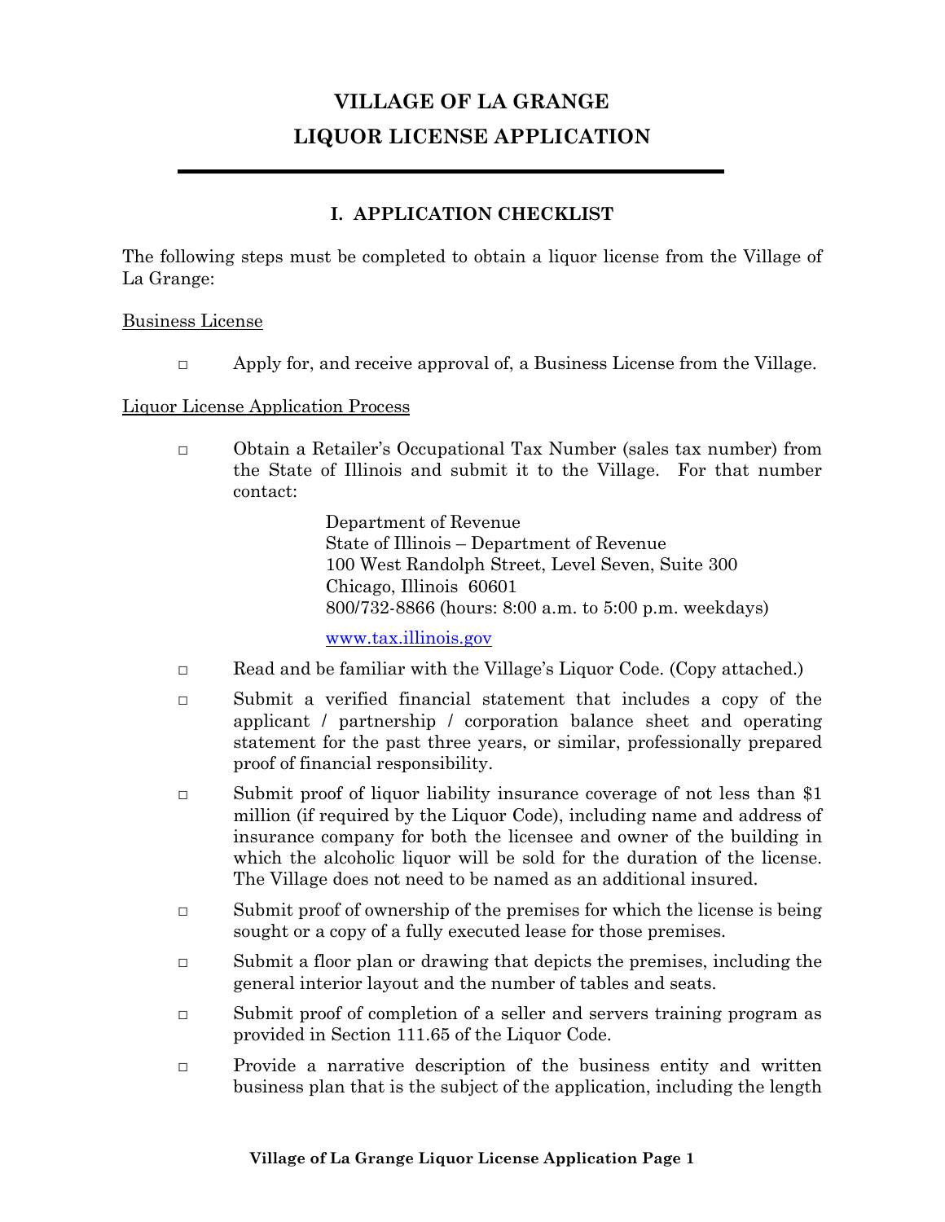# VILLAGE OF LA GRANGE
# LIQUOR LICENSE APPLICATION

## I. APPLICATION CHECKLIST

The following steps must be completed to obtain a liquor license from the Village of La Grange:

Business License

- ◻ Apply for, and receive approval of, a Business License from the Village.

Liquor License Application Process

- ◻ Obtain a Retailer's Occupational Tax Number (sales tax number) from the State of Illinois and submit it to the Village. For that number contact:

  Department of Revenue
  State of Illinois – Department of Revenue
  100 West Randolph Street, Level Seven, Suite 300
  Chicago, Illinois 60601
  800/732-8866 (hours: 8:00 a.m. to 5:00 p.m. weekdays)

  www.tax.illinois.gov

- ◻ Read and be familiar with the Village's Liquor Code. (Copy attached.)
- ◻ Submit a verified financial statement that includes a copy of the applicant / partnership / corporation balance sheet and operating statement for the past three years, or similar, professionally prepared proof of financial responsibility.
- ◻ Submit proof of liquor liability insurance coverage of not less than $1 million (if required by the Liquor Code), including name and address of insurance company for both the licensee and owner of the building in which the alcoholic liquor will be sold for the duration of the license. The Village does not need to be named as an additional insured.
- ◻ Submit proof of ownership of the premises for which the license is being sought or a copy of a fully executed lease for those premises.
- ◻ Submit a floor plan or drawing that depicts the premises, including the general interior layout and the number of tables and seats.
- ◻ Submit proof of completion of a seller and servers training program as provided in Section 111.65 of the Liquor Code.
- ◻ Provide a narrative description of the business entity and written business plan that is the subject of the application, including the length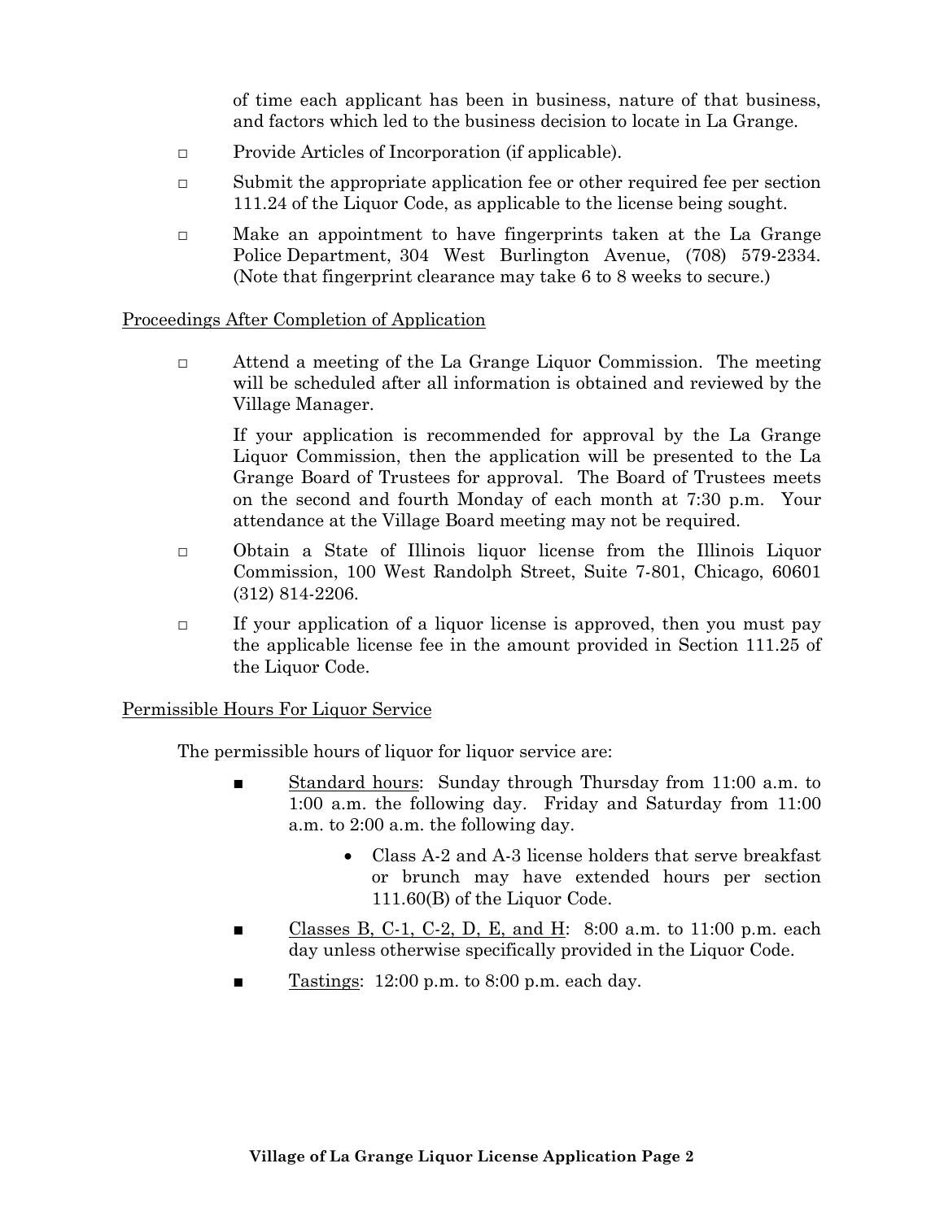of time each applicant has been in business, nature of that business, and factors which led to the business decision to locate in La Grange.

- □ Provide Articles of Incorporation (if applicable).
- □ Submit the appropriate application fee or other required fee per section 111.24 of the Liquor Code, as applicable to the license being sought.
- □ Make an appointment to have fingerprints taken at the La Grange Police Department, 304 West Burlington Avenue, (708) 579-2334. (Note that fingerprint clearance may take 6 to 8 weeks to secure.)

<u>Proceedings After Completion of Application</u>

- □ Attend a meeting of the La Grange Liquor Commission. The meeting will be scheduled after all information is obtained and reviewed by the Village Manager.

  If your application is recommended for approval by the La Grange Liquor Commission, then the application will be presented to the La Grange Board of Trustees for approval. The Board of Trustees meets on the second and fourth Monday of each month at 7:30 p.m. Your attendance at the Village Board meeting may not be required.

- □ Obtain a State of Illinois liquor license from the Illinois Liquor Commission, 100 West Randolph Street, Suite 7-801, Chicago, 60601 (312) 814-2206.
- □ If your application of a liquor license is approved, then you must pay the applicable license fee in the amount provided in Section 111.25 of the Liquor Code.

<u>Permissible Hours For Liquor Service</u>

The permissible hours of liquor for liquor service are:

- ■ <u>Standard hours</u>: Sunday through Thursday from 11:00 a.m. to 1:00 a.m. the following day. Friday and Saturday from 11:00 a.m. to 2:00 a.m. the following day.
  - Class A-2 and A-3 license holders that serve breakfast or brunch may have extended hours per section 111.60(B) of the Liquor Code.
- ■ <u>Classes B, C-1, C-2, D, E, and H</u>: 8:00 a.m. to 11:00 p.m. each day unless otherwise specifically provided in the Liquor Code.
- ■ <u>Tastings</u>: 12:00 p.m. to 8:00 p.m. each day.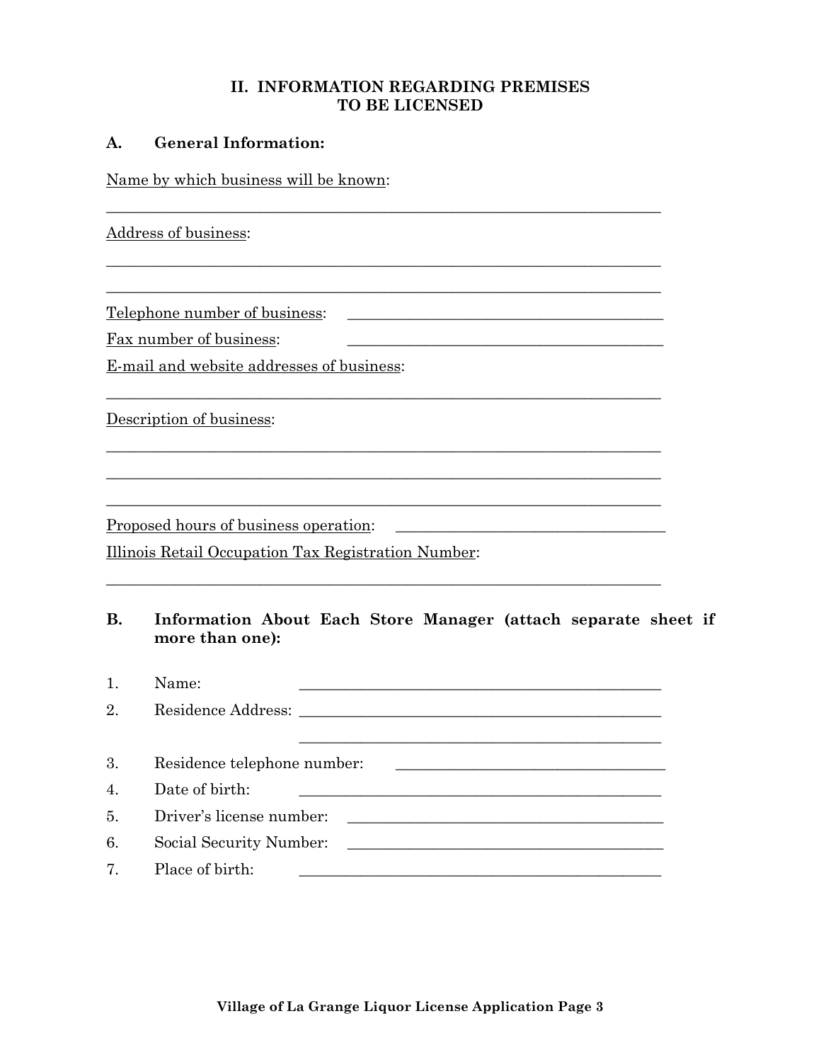## II. INFORMATION REGARDING PREMISES TO BE LICENSED

### A. General Information:

Name by which business will be known:

_________________________________________________________________________

Address of business:

_________________________________________________________________________

_________________________________________________________________________

Telephone number of business: _________________________________________

Fax number of business: _________________________________________

E-mail and website addresses of business:

_________________________________________________________________________

Description of business:

_________________________________________________________________________

_________________________________________________________________________

_________________________________________________________________________

Proposed hours of business operation: ___________________________________

Illinois Retail Occupation Tax Registration Number:

_________________________________________________________________________

### B. Information About Each Store Manager (attach separate sheet if more than one):

1. Name: _______________________________________________
2. Residence Address: _______________________________________________

   _______________________________________________
3. Residence telephone number: ___________________________________
4. Date of birth: _______________________________________________
5. Driver's license number: _________________________________________
6. Social Security Number: _________________________________________
7. Place of birth: _______________________________________________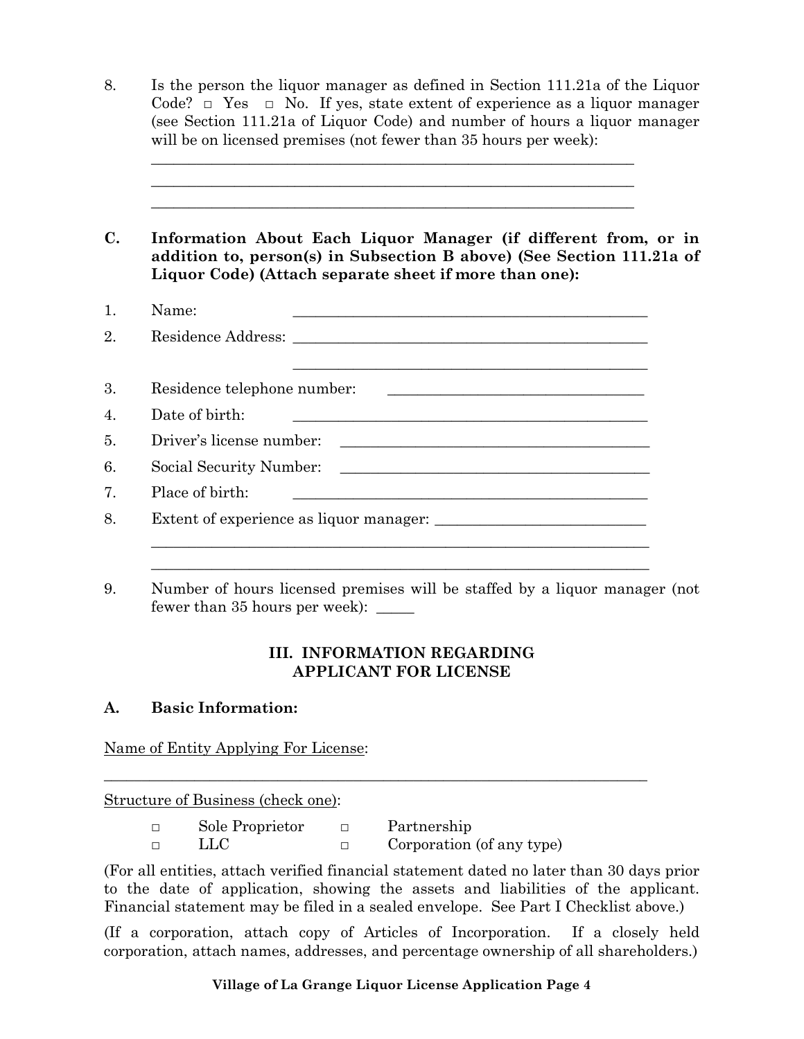8. Is the person the liquor manager as defined in Section 111.21a of the Liquor Code? □ Yes □ No. If yes, state extent of experience as a liquor manager (see Section 111.21a of Liquor Code) and number of hours a liquor manager will be on licensed premises (not fewer than 35 hours per week):

   ______________________________________________________________

   ______________________________________________________________

   ______________________________________________________________

**C. Information About Each Liquor Manager (if different from, or in addition to, person(s) in Subsection B above) (See Section 111.21a of Liquor Code) (Attach separate sheet if more than one):**

1. Name: ____________________________________________
2. Residence Address: ____________________________________________

   ____________________________________________
3. Residence telephone number: ______________________________
4. Date of birth: ____________________________________________
5. Driver's license number: ____________________________________
6. Social Security Number: ____________________________________
7. Place of birth: ____________________________________________
8. Extent of experience as liquor manager: ___________________________

   ______________________________________________________________

   ______________________________________________________________
9. Number of hours licensed premises will be staffed by a liquor manager (not fewer than 35 hours per week): _____

## III. INFORMATION REGARDING APPLICANT FOR LICENSE

**A. Basic Information:**

Name of Entity Applying For License:

______________________________________________________________

Structure of Business (check one):

□ Sole Proprietor □ Partnership
□ LLC □ Corporation (of any type)

(For all entities, attach verified financial statement dated no later than 30 days prior to the date of application, showing the assets and liabilities of the applicant. Financial statement may be filed in a sealed envelope. See Part I Checklist above.)

(If a corporation, attach copy of Articles of Incorporation. If a closely held corporation, attach names, addresses, and percentage ownership of all shareholders.)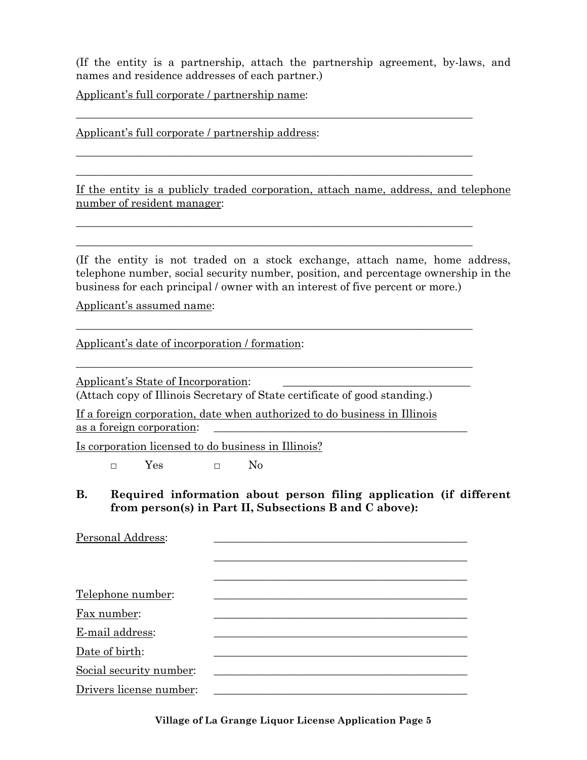(If the entity is a partnership, attach the partnership agreement, by-laws, and names and residence addresses of each partner.)

Applicant's full corporate / partnership name:

\_\_\_\_\_\_\_\_\_\_\_\_\_\_\_\_\_\_\_\_\_\_\_\_\_\_\_\_\_\_\_\_\_\_\_\_\_\_\_\_\_\_\_\_\_\_\_\_\_\_\_\_\_\_\_\_\_\_\_\_\_\_\_\_\_\_\_\_\_\_\_\_

Applicant's full corporate / partnership address:

\_\_\_\_\_\_\_\_\_\_\_\_\_\_\_\_\_\_\_\_\_\_\_\_\_\_\_\_\_\_\_\_\_\_\_\_\_\_\_\_\_\_\_\_\_\_\_\_\_\_\_\_\_\_\_\_\_\_\_\_\_\_\_\_\_\_\_\_\_\_\_\_

\_\_\_\_\_\_\_\_\_\_\_\_\_\_\_\_\_\_\_\_\_\_\_\_\_\_\_\_\_\_\_\_\_\_\_\_\_\_\_\_\_\_\_\_\_\_\_\_\_\_\_\_\_\_\_\_\_\_\_\_\_\_\_\_\_\_\_\_\_\_\_\_

If the entity is a publicly traded corporation, attach name, address, and telephone number of resident manager:

\_\_\_\_\_\_\_\_\_\_\_\_\_\_\_\_\_\_\_\_\_\_\_\_\_\_\_\_\_\_\_\_\_\_\_\_\_\_\_\_\_\_\_\_\_\_\_\_\_\_\_\_\_\_\_\_\_\_\_\_\_\_\_\_\_\_\_\_\_\_\_\_

\_\_\_\_\_\_\_\_\_\_\_\_\_\_\_\_\_\_\_\_\_\_\_\_\_\_\_\_\_\_\_\_\_\_\_\_\_\_\_\_\_\_\_\_\_\_\_\_\_\_\_\_\_\_\_\_\_\_\_\_\_\_\_\_\_\_\_\_\_\_\_\_

(If the entity is not traded on a stock exchange, attach name, home address, telephone number, social security number, position, and percentage ownership in the business for each principal / owner with an interest of five percent or more.)

Applicant's assumed name:

\_\_\_\_\_\_\_\_\_\_\_\_\_\_\_\_\_\_\_\_\_\_\_\_\_\_\_\_\_\_\_\_\_\_\_\_\_\_\_\_\_\_\_\_\_\_\_\_\_\_\_\_\_\_\_\_\_\_\_\_\_\_\_\_\_\_\_\_\_\_\_\_

Applicant's date of incorporation / formation:

\_\_\_\_\_\_\_\_\_\_\_\_\_\_\_\_\_\_\_\_\_\_\_\_\_\_\_\_\_\_\_\_\_\_\_\_\_\_\_\_\_\_\_\_\_\_\_\_\_\_\_\_\_\_\_\_\_\_\_\_\_\_\_\_\_\_\_\_\_\_\_\_

Applicant's State of Incorporation: \_\_\_\_\_\_\_\_\_\_\_\_\_\_\_\_\_\_\_\_\_\_\_\_\_\_\_\_\_\_\_\_\_\_
(Attach copy of Illinois Secretary of State certificate of good standing.)

If a foreign corporation, date when authorized to do business in Illinois as a foreign corporation: \_\_\_\_\_\_\_\_\_\_\_\_\_\_\_\_\_\_\_\_\_\_\_\_\_\_\_\_\_\_\_\_\_\_\_\_\_\_\_\_\_\_\_\_\_\_\_

Is corporation licensed to do business in Illinois?

□ Yes □ No

**B. Required information about person filing application (if different from person(s) in Part II, Subsections B and C above):**

Personal Address: \_\_\_\_\_\_\_\_\_\_\_\_\_\_\_\_\_\_\_\_\_\_\_\_\_\_\_\_\_\_\_\_\_\_\_\_\_\_\_\_\_\_\_\_\_\_\_

\_\_\_\_\_\_\_\_\_\_\_\_\_\_\_\_\_\_\_\_\_\_\_\_\_\_\_\_\_\_\_\_\_\_\_\_\_\_\_\_\_\_\_\_\_\_\_

\_\_\_\_\_\_\_\_\_\_\_\_\_\_\_\_\_\_\_\_\_\_\_\_\_\_\_\_\_\_\_\_\_\_\_\_\_\_\_\_\_\_\_\_\_\_\_

Telephone number: \_\_\_\_\_\_\_\_\_\_\_\_\_\_\_\_\_\_\_\_\_\_\_\_\_\_\_\_\_\_\_\_\_\_\_\_\_\_\_\_\_\_\_\_\_\_\_

Fax number: \_\_\_\_\_\_\_\_\_\_\_\_\_\_\_\_\_\_\_\_\_\_\_\_\_\_\_\_\_\_\_\_\_\_\_\_\_\_\_\_\_\_\_\_\_\_\_

E-mail address: \_\_\_\_\_\_\_\_\_\_\_\_\_\_\_\_\_\_\_\_\_\_\_\_\_\_\_\_\_\_\_\_\_\_\_\_\_\_\_\_\_\_\_\_\_\_\_

Date of birth: \_\_\_\_\_\_\_\_\_\_\_\_\_\_\_\_\_\_\_\_\_\_\_\_\_\_\_\_\_\_\_\_\_\_\_\_\_\_\_\_\_\_\_\_\_\_\_

Social security number: \_\_\_\_\_\_\_\_\_\_\_\_\_\_\_\_\_\_\_\_\_\_\_\_\_\_\_\_\_\_\_\_\_\_\_\_\_\_\_\_\_\_\_\_\_\_\_

Drivers license number: \_\_\_\_\_\_\_\_\_\_\_\_\_\_\_\_\_\_\_\_\_\_\_\_\_\_\_\_\_\_\_\_\_\_\_\_\_\_\_\_\_\_\_\_\_\_\_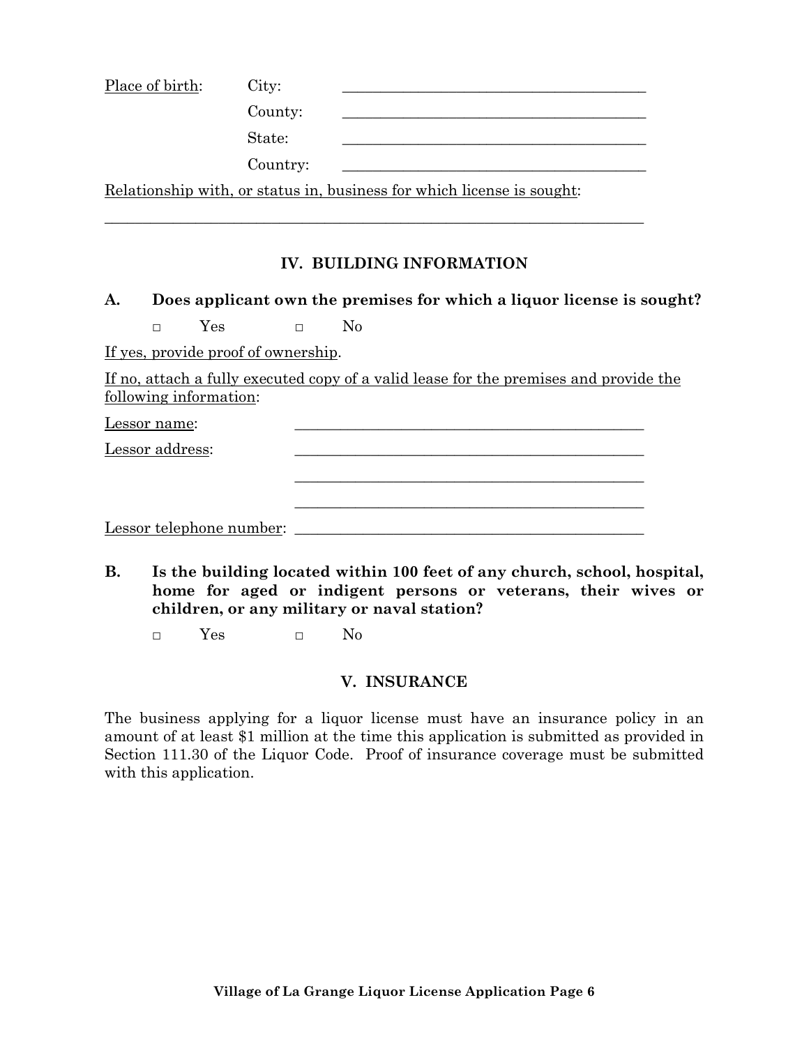<u>Place of birth</u>: City: ________________________________________

County: ________________________________________

State: ________________________________________

Country: ________________________________________

<u>Relationship with, or status in, business for which license is sought</u>:

_________________________________________________________________________

## IV. BUILDING INFORMATION

**A. Does applicant own the premises for which a liquor license is sought?**

□ Yes □ No

<u>If yes, provide proof of ownership</u>.

<u>If no, attach a fully executed copy of a valid lease for the premises and provide the following information</u>:

<u>Lessor name</u>: ______________________________________________

<u>Lessor address</u>: ______________________________________________

______________________________________________

______________________________________________

<u>Lessor telephone number</u>: ______________________________________________

**B. Is the building located within 100 feet of any church, school, hospital, home for aged or indigent persons or veterans, their wives or children, or any military or naval station?**

□ Yes □ No

## V. INSURANCE

The business applying for a liquor license must have an insurance policy in an amount of at least $1 million at the time this application is submitted as provided in Section 111.30 of the Liquor Code. Proof of insurance coverage must be submitted with this application.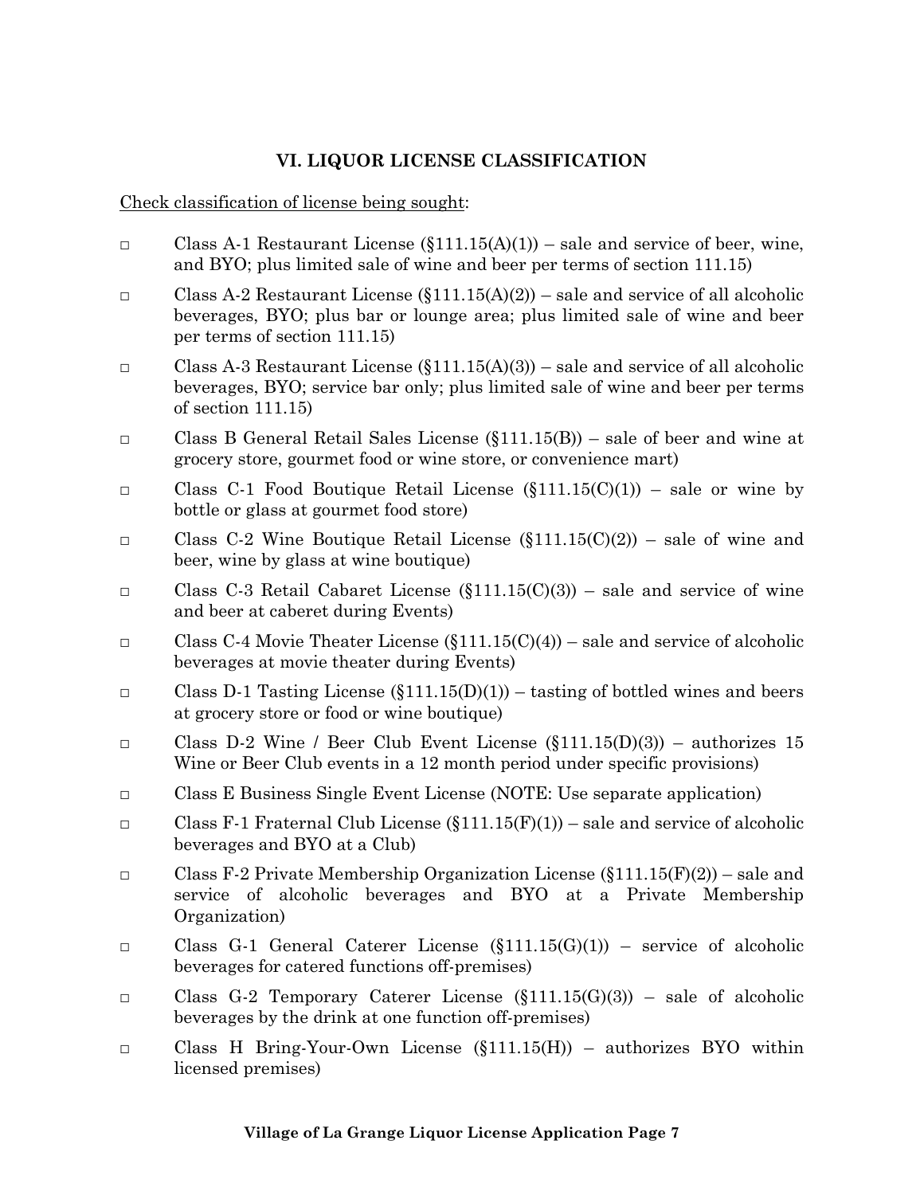## VI. LIQUOR LICENSE CLASSIFICATION

Check classification of license being sought:

- □ Class A-1 Restaurant License (§111.15(A)(1)) – sale and service of beer, wine, and BYO; plus limited sale of wine and beer per terms of section 111.15)
- □ Class A-2 Restaurant License (§111.15(A)(2)) – sale and service of all alcoholic beverages, BYO; plus bar or lounge area; plus limited sale of wine and beer per terms of section 111.15)
- □ Class A-3 Restaurant License (§111.15(A)(3)) – sale and service of all alcoholic beverages, BYO; service bar only; plus limited sale of wine and beer per terms of section 111.15)
- □ Class B General Retail Sales License (§111.15(B)) – sale of beer and wine at grocery store, gourmet food or wine store, or convenience mart)
- □ Class C-1 Food Boutique Retail License (§111.15(C)(1)) – sale or wine by bottle or glass at gourmet food store)
- □ Class C-2 Wine Boutique Retail License (§111.15(C)(2)) – sale of wine and beer, wine by glass at wine boutique)
- □ Class C-3 Retail Cabaret License (§111.15(C)(3)) – sale and service of wine and beer at caberet during Events)
- □ Class C-4 Movie Theater License (§111.15(C)(4)) – sale and service of alcoholic beverages at movie theater during Events)
- □ Class D-1 Tasting License (§111.15(D)(1)) – tasting of bottled wines and beers at grocery store or food or wine boutique)
- □ Class D-2 Wine / Beer Club Event License (§111.15(D)(3)) – authorizes 15 Wine or Beer Club events in a 12 month period under specific provisions)
- □ Class E Business Single Event License (NOTE: Use separate application)
- □ Class F-1 Fraternal Club License (§111.15(F)(1)) – sale and service of alcoholic beverages and BYO at a Club)
- □ Class F-2 Private Membership Organization License (§111.15(F)(2)) – sale and service of alcoholic beverages and BYO at a Private Membership Organization)
- □ Class G-1 General Caterer License (§111.15(G)(1)) – service of alcoholic beverages for catered functions off-premises)
- □ Class G-2 Temporary Caterer License (§111.15(G)(3)) – sale of alcoholic beverages by the drink at one function off-premises)
- □ Class H Bring-Your-Own License (§111.15(H)) – authorizes BYO within licensed premises)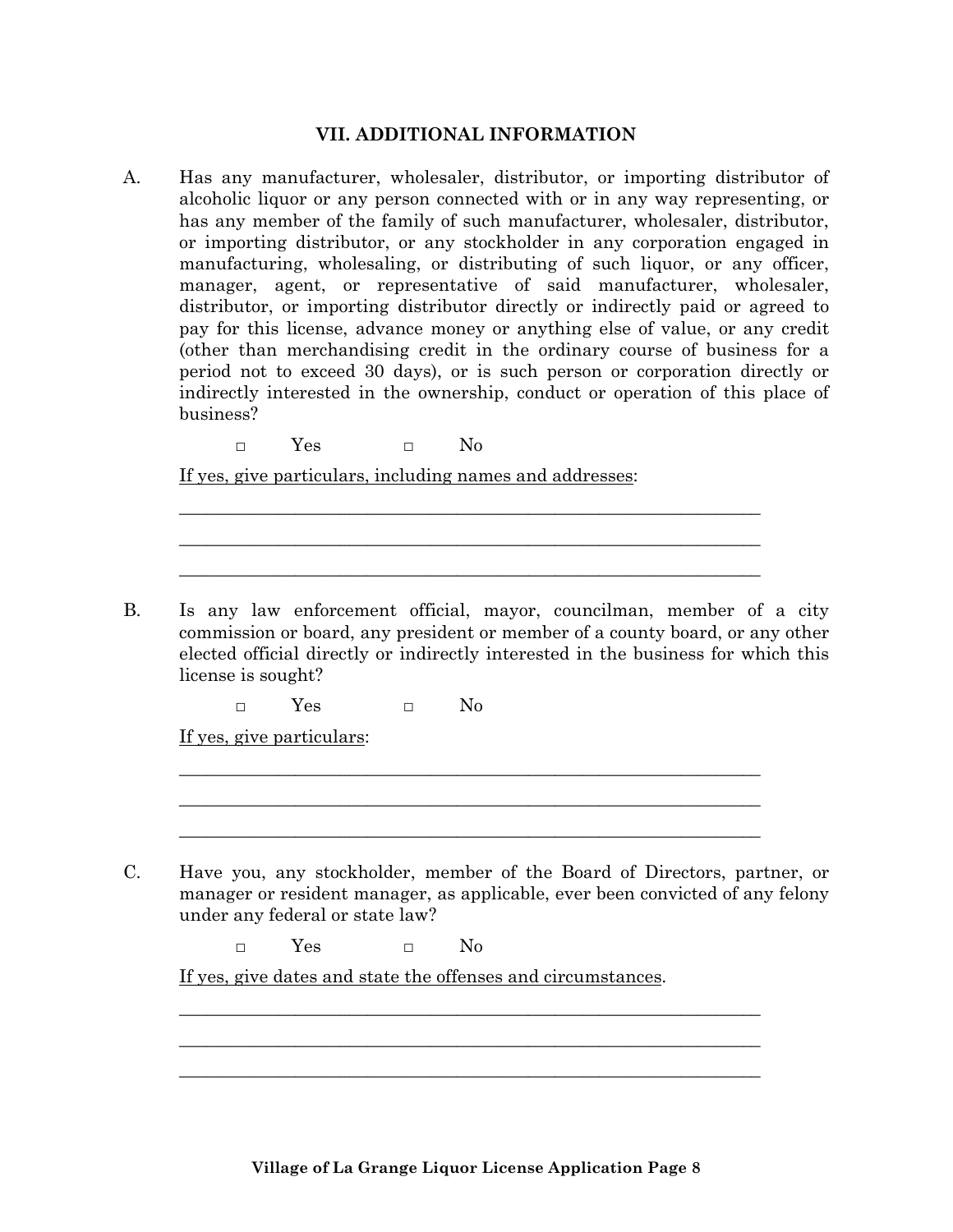## VII. ADDITIONAL INFORMATION

A. Has any manufacturer, wholesaler, distributor, or importing distributor of alcoholic liquor or any person connected with or in any way representing, or has any member of the family of such manufacturer, wholesaler, distributor, or importing distributor, or any stockholder in any corporation engaged in manufacturing, wholesaling, or distributing of such liquor, or any officer, manager, agent, or representative of said manufacturer, wholesaler, distributor, or importing distributor directly or indirectly paid or agreed to pay for this license, advance money or anything else of value, or any credit (other than merchandising credit in the ordinary course of business for a period not to exceed 30 days), or is such person or corporation directly or indirectly interested in the ownership, conduct or operation of this place of business?

□ Yes □ No

<u>If yes, give particulars, including names and addresses</u>:

\_\_\_\_\_\_\_\_\_\_\_\_\_\_\_\_\_\_\_\_\_\_\_\_\_\_\_\_\_\_\_\_\_\_\_\_\_\_\_\_\_\_\_\_\_\_\_\_\_\_\_\_\_\_\_\_\_\_\_\_

\_\_\_\_\_\_\_\_\_\_\_\_\_\_\_\_\_\_\_\_\_\_\_\_\_\_\_\_\_\_\_\_\_\_\_\_\_\_\_\_\_\_\_\_\_\_\_\_\_\_\_\_\_\_\_\_\_\_\_\_

\_\_\_\_\_\_\_\_\_\_\_\_\_\_\_\_\_\_\_\_\_\_\_\_\_\_\_\_\_\_\_\_\_\_\_\_\_\_\_\_\_\_\_\_\_\_\_\_\_\_\_\_\_\_\_\_\_\_\_\_

B. Is any law enforcement official, mayor, councilman, member of a city commission or board, any president or member of a county board, or any other elected official directly or indirectly interested in the business for which this license is sought?

□ Yes □ No

<u>If yes, give particulars</u>:

\_\_\_\_\_\_\_\_\_\_\_\_\_\_\_\_\_\_\_\_\_\_\_\_\_\_\_\_\_\_\_\_\_\_\_\_\_\_\_\_\_\_\_\_\_\_\_\_\_\_\_\_\_\_\_\_\_\_\_\_

\_\_\_\_\_\_\_\_\_\_\_\_\_\_\_\_\_\_\_\_\_\_\_\_\_\_\_\_\_\_\_\_\_\_\_\_\_\_\_\_\_\_\_\_\_\_\_\_\_\_\_\_\_\_\_\_\_\_\_\_

\_\_\_\_\_\_\_\_\_\_\_\_\_\_\_\_\_\_\_\_\_\_\_\_\_\_\_\_\_\_\_\_\_\_\_\_\_\_\_\_\_\_\_\_\_\_\_\_\_\_\_\_\_\_\_\_\_\_\_\_

C. Have you, any stockholder, member of the Board of Directors, partner, or manager or resident manager, as applicable, ever been convicted of any felony under any federal or state law?

□ Yes □ No

<u>If yes, give dates and state the offenses and circumstances</u>.

\_\_\_\_\_\_\_\_\_\_\_\_\_\_\_\_\_\_\_\_\_\_\_\_\_\_\_\_\_\_\_\_\_\_\_\_\_\_\_\_\_\_\_\_\_\_\_\_\_\_\_\_\_\_\_\_\_\_\_\_

\_\_\_\_\_\_\_\_\_\_\_\_\_\_\_\_\_\_\_\_\_\_\_\_\_\_\_\_\_\_\_\_\_\_\_\_\_\_\_\_\_\_\_\_\_\_\_\_\_\_\_\_\_\_\_\_\_\_\_\_

\_\_\_\_\_\_\_\_\_\_\_\_\_\_\_\_\_\_\_\_\_\_\_\_\_\_\_\_\_\_\_\_\_\_\_\_\_\_\_\_\_\_\_\_\_\_\_\_\_\_\_\_\_\_\_\_\_\_\_\_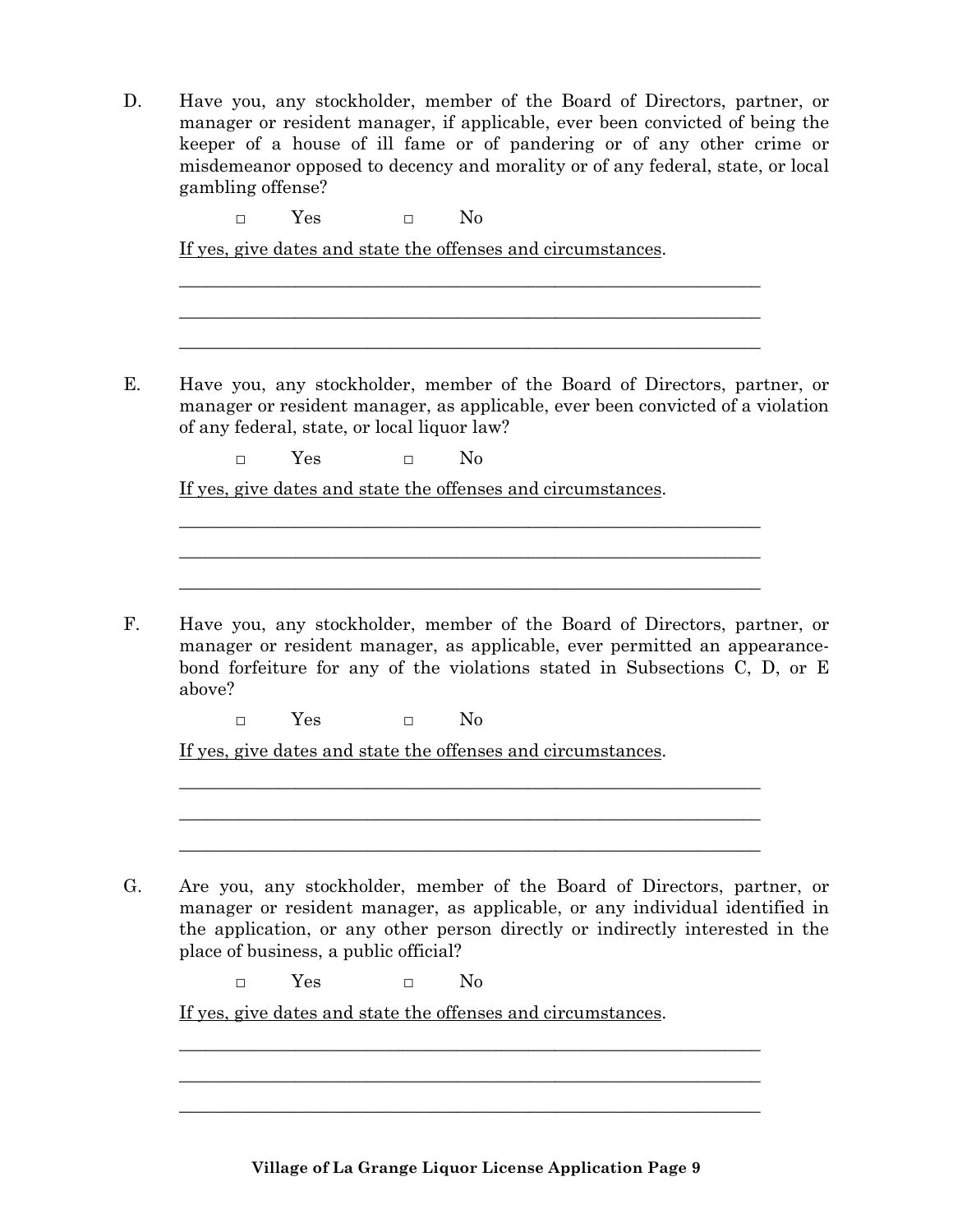D. Have you, any stockholder, member of the Board of Directors, partner, or manager or resident manager, if applicable, ever been convicted of being the keeper of a house of ill fame or of pandering or of any other crime or misdemeanor opposed to decency and morality or of any federal, state, or local gambling offense?

□ Yes □ No

<u>If yes, give dates and state the offenses and circumstances</u>.

\_\_\_\_\_\_\_\_\_\_\_\_\_\_\_\_\_\_\_\_\_\_\_\_\_\_\_\_\_\_\_\_\_\_\_\_\_\_\_\_\_\_\_\_\_\_\_\_\_\_\_\_\_\_\_\_\_\_\_\_\_\_

\_\_\_\_\_\_\_\_\_\_\_\_\_\_\_\_\_\_\_\_\_\_\_\_\_\_\_\_\_\_\_\_\_\_\_\_\_\_\_\_\_\_\_\_\_\_\_\_\_\_\_\_\_\_\_\_\_\_\_\_\_\_

\_\_\_\_\_\_\_\_\_\_\_\_\_\_\_\_\_\_\_\_\_\_\_\_\_\_\_\_\_\_\_\_\_\_\_\_\_\_\_\_\_\_\_\_\_\_\_\_\_\_\_\_\_\_\_\_\_\_\_\_\_\_

E. Have you, any stockholder, member of the Board of Directors, partner, or manager or resident manager, as applicable, ever been convicted of a violation of any federal, state, or local liquor law?

□ Yes □ No

<u>If yes, give dates and state the offenses and circumstances</u>.

\_\_\_\_\_\_\_\_\_\_\_\_\_\_\_\_\_\_\_\_\_\_\_\_\_\_\_\_\_\_\_\_\_\_\_\_\_\_\_\_\_\_\_\_\_\_\_\_\_\_\_\_\_\_\_\_\_\_\_\_\_\_

\_\_\_\_\_\_\_\_\_\_\_\_\_\_\_\_\_\_\_\_\_\_\_\_\_\_\_\_\_\_\_\_\_\_\_\_\_\_\_\_\_\_\_\_\_\_\_\_\_\_\_\_\_\_\_\_\_\_\_\_\_\_

\_\_\_\_\_\_\_\_\_\_\_\_\_\_\_\_\_\_\_\_\_\_\_\_\_\_\_\_\_\_\_\_\_\_\_\_\_\_\_\_\_\_\_\_\_\_\_\_\_\_\_\_\_\_\_\_\_\_\_\_\_\_

F. Have you, any stockholder, member of the Board of Directors, partner, or manager or resident manager, as applicable, ever permitted an appearance-bond forfeiture for any of the violations stated in Subsections C, D, or E above?

□ Yes □ No

<u>If yes, give dates and state the offenses and circumstances</u>.

\_\_\_\_\_\_\_\_\_\_\_\_\_\_\_\_\_\_\_\_\_\_\_\_\_\_\_\_\_\_\_\_\_\_\_\_\_\_\_\_\_\_\_\_\_\_\_\_\_\_\_\_\_\_\_\_\_\_\_\_\_\_

\_\_\_\_\_\_\_\_\_\_\_\_\_\_\_\_\_\_\_\_\_\_\_\_\_\_\_\_\_\_\_\_\_\_\_\_\_\_\_\_\_\_\_\_\_\_\_\_\_\_\_\_\_\_\_\_\_\_\_\_\_\_

\_\_\_\_\_\_\_\_\_\_\_\_\_\_\_\_\_\_\_\_\_\_\_\_\_\_\_\_\_\_\_\_\_\_\_\_\_\_\_\_\_\_\_\_\_\_\_\_\_\_\_\_\_\_\_\_\_\_\_\_\_\_

G. Are you, any stockholder, member of the Board of Directors, partner, or manager or resident manager, as applicable, or any individual identified in the application, or any other person directly or indirectly interested in the place of business, a public official?

□ Yes □ No

<u>If yes, give dates and state the offenses and circumstances</u>.

\_\_\_\_\_\_\_\_\_\_\_\_\_\_\_\_\_\_\_\_\_\_\_\_\_\_\_\_\_\_\_\_\_\_\_\_\_\_\_\_\_\_\_\_\_\_\_\_\_\_\_\_\_\_\_\_\_\_\_\_\_\_

\_\_\_\_\_\_\_\_\_\_\_\_\_\_\_\_\_\_\_\_\_\_\_\_\_\_\_\_\_\_\_\_\_\_\_\_\_\_\_\_\_\_\_\_\_\_\_\_\_\_\_\_\_\_\_\_\_\_\_\_\_\_

\_\_\_\_\_\_\_\_\_\_\_\_\_\_\_\_\_\_\_\_\_\_\_\_\_\_\_\_\_\_\_\_\_\_\_\_\_\_\_\_\_\_\_\_\_\_\_\_\_\_\_\_\_\_\_\_\_\_\_\_\_\_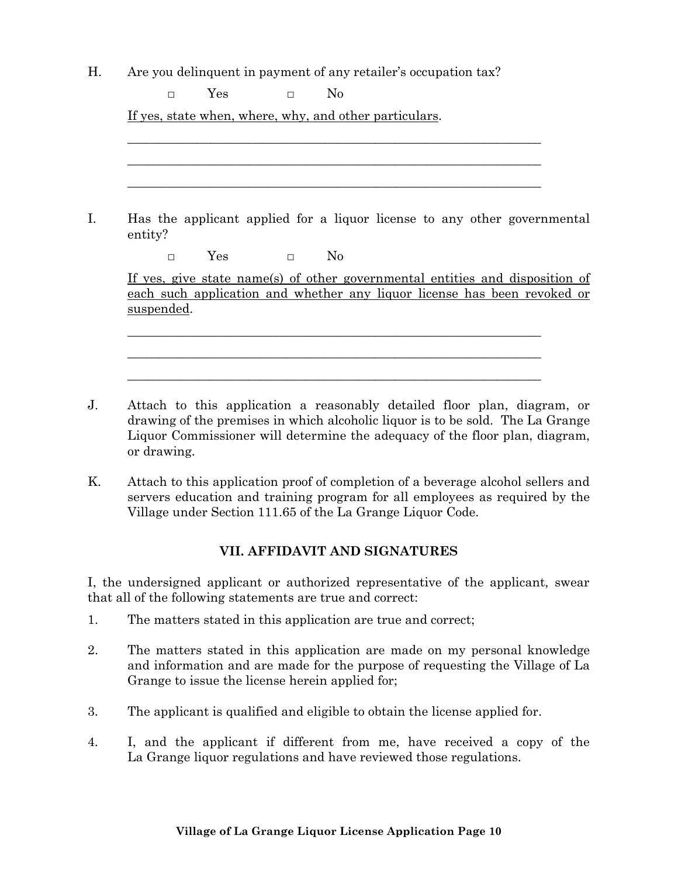H. Are you delinquent in payment of any retailer's occupation tax?

□ Yes □ No

If yes, state when, where, why, and other particulars.

\_\_\_\_\_\_\_\_\_\_\_\_\_\_\_\_\_\_\_\_\_\_\_\_\_\_\_\_\_\_\_\_\_\_\_\_\_\_\_\_\_\_\_\_\_\_\_\_\_\_\_\_\_\_\_\_\_\_\_\_

\_\_\_\_\_\_\_\_\_\_\_\_\_\_\_\_\_\_\_\_\_\_\_\_\_\_\_\_\_\_\_\_\_\_\_\_\_\_\_\_\_\_\_\_\_\_\_\_\_\_\_\_\_\_\_\_\_\_\_\_

\_\_\_\_\_\_\_\_\_\_\_\_\_\_\_\_\_\_\_\_\_\_\_\_\_\_\_\_\_\_\_\_\_\_\_\_\_\_\_\_\_\_\_\_\_\_\_\_\_\_\_\_\_\_\_\_\_\_\_\_

I. Has the applicant applied for a liquor license to any other governmental entity?

□ Yes □ No

If yes, give state name(s) of other governmental entities and disposition of each such application and whether any liquor license has been revoked or suspended.

\_\_\_\_\_\_\_\_\_\_\_\_\_\_\_\_\_\_\_\_\_\_\_\_\_\_\_\_\_\_\_\_\_\_\_\_\_\_\_\_\_\_\_\_\_\_\_\_\_\_\_\_\_\_\_\_\_\_\_\_

\_\_\_\_\_\_\_\_\_\_\_\_\_\_\_\_\_\_\_\_\_\_\_\_\_\_\_\_\_\_\_\_\_\_\_\_\_\_\_\_\_\_\_\_\_\_\_\_\_\_\_\_\_\_\_\_\_\_\_\_

\_\_\_\_\_\_\_\_\_\_\_\_\_\_\_\_\_\_\_\_\_\_\_\_\_\_\_\_\_\_\_\_\_\_\_\_\_\_\_\_\_\_\_\_\_\_\_\_\_\_\_\_\_\_\_\_\_\_\_\_

J. Attach to this application a reasonably detailed floor plan, diagram, or drawing of the premises in which alcoholic liquor is to be sold. The La Grange Liquor Commissioner will determine the adequacy of the floor plan, diagram, or drawing.

K. Attach to this application proof of completion of a beverage alcohol sellers and servers education and training program for all employees as required by the Village under Section 111.65 of the La Grange Liquor Code.

## VII. AFFIDAVIT AND SIGNATURES

I, the undersigned applicant or authorized representative of the applicant, swear that all of the following statements are true and correct:

1. The matters stated in this application are true and correct;
2. The matters stated in this application are made on my personal knowledge and information and are made for the purpose of requesting the Village of La Grange to issue the license herein applied for;
3. The applicant is qualified and eligible to obtain the license applied for.
4. I, and the applicant if different from me, have received a copy of the La Grange liquor regulations and have reviewed those regulations.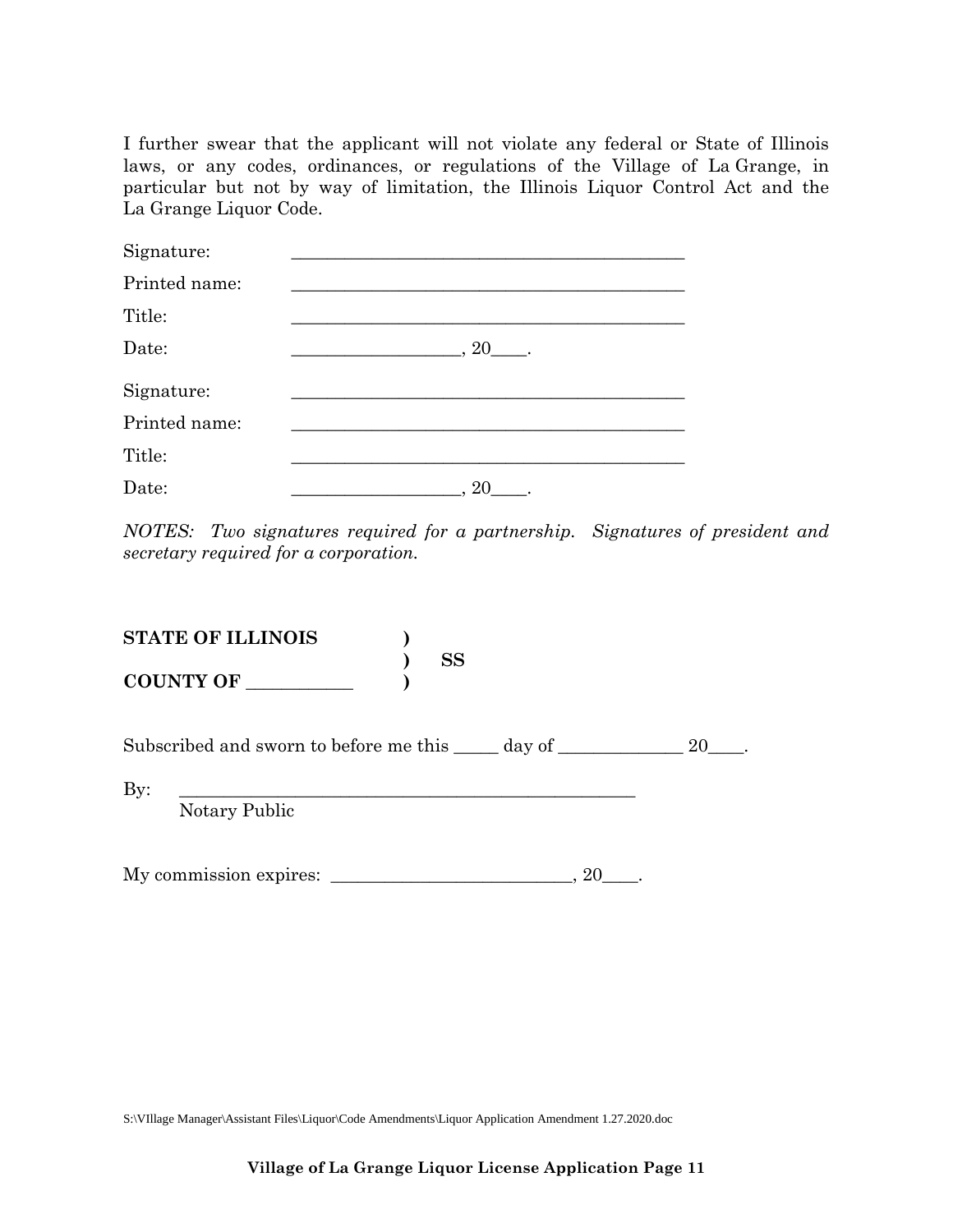I further swear that the applicant will not violate any federal or State of Illinois laws, or any codes, ordinances, or regulations of the Village of La Grange, in particular but not by way of limitation, the Illinois Liquor Control Act and the La Grange Liquor Code.

Signature: ____________________________________________

Printed name: ____________________________________________

Title: ____________________________________________

Date: ___________________, 20____.

Signature: ____________________________________________

Printed name: ____________________________________________

Title: ____________________________________________

Date: ___________________, 20____.

*NOTES: Two signatures required for a partnership. Signatures of president and secretary required for a corporation.*

**STATE OF ILLINOIS** )
) **SS**
**COUNTY OF ___________** )

Subscribed and sworn to before me this _____ day of ______________ 20____.

By: ____________________________________________________
Notary Public

My commission expires: ___________________________, 20____.

S:\VIllage Manager\Assistant Files\Liquor\Code Amendments\Liquor Application Amendment 1.27.2020.doc

**Village of La Grange Liquor License Application Page 11**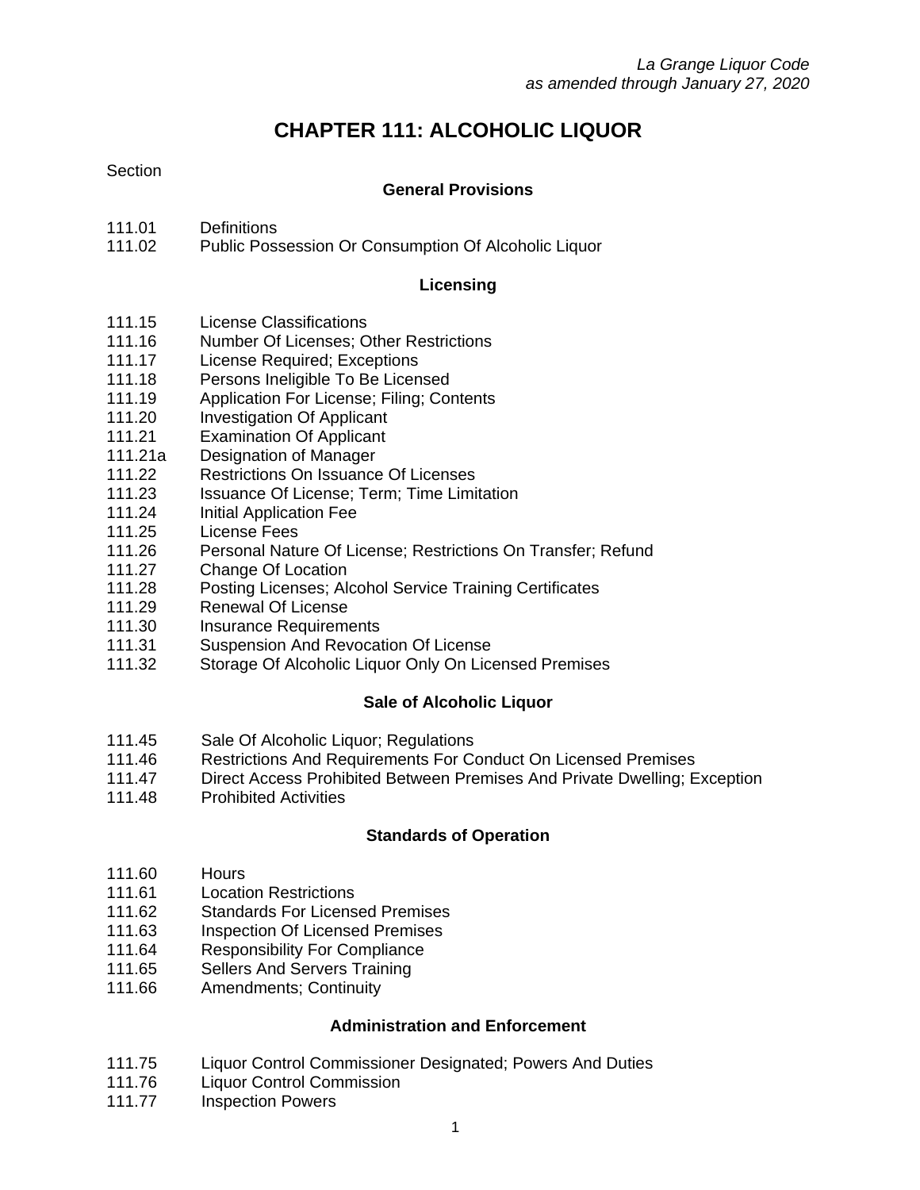*La Grange Liquor Code*
*as amended through January 27, 2020*

# CHAPTER 111: ALCOHOLIC LIQUOR

Section

### General Provisions

111.01 Definitions
111.02 Public Possession Or Consumption Of Alcoholic Liquor

### Licensing

111.15 License Classifications
111.16 Number Of Licenses; Other Restrictions
111.17 License Required; Exceptions
111.18 Persons Ineligible To Be Licensed
111.19 Application For License; Filing; Contents
111.20 Investigation Of Applicant
111.21 Examination Of Applicant
111.21a Designation of Manager
111.22 Restrictions On Issuance Of Licenses
111.23 Issuance Of License; Term; Time Limitation
111.24 Initial Application Fee
111.25 License Fees
111.26 Personal Nature Of License; Restrictions On Transfer; Refund
111.27 Change Of Location
111.28 Posting Licenses; Alcohol Service Training Certificates
111.29 Renewal Of License
111.30 Insurance Requirements
111.31 Suspension And Revocation Of License
111.32 Storage Of Alcoholic Liquor Only On Licensed Premises

### Sale of Alcoholic Liquor

111.45 Sale Of Alcoholic Liquor; Regulations
111.46 Restrictions And Requirements For Conduct On Licensed Premises
111.47 Direct Access Prohibited Between Premises And Private Dwelling; Exception
111.48 Prohibited Activities

### Standards of Operation

111.60 Hours
111.61 Location Restrictions
111.62 Standards For Licensed Premises
111.63 Inspection Of Licensed Premises
111.64 Responsibility For Compliance
111.65 Sellers And Servers Training
111.66 Amendments; Continuity

### Administration and Enforcement

111.75 Liquor Control Commissioner Designated; Powers And Duties
111.76 Liquor Control Commission
111.77 Inspection Powers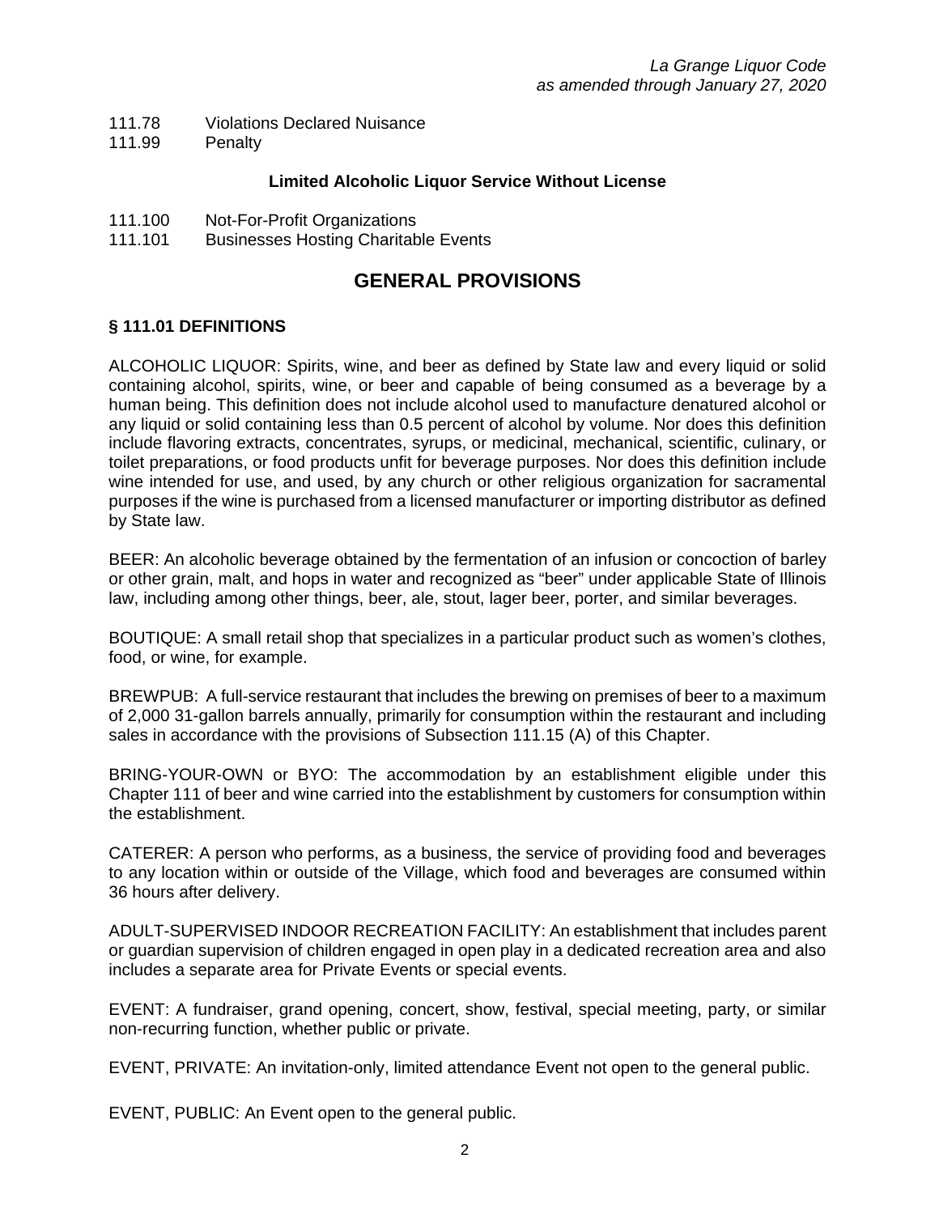111.78 Violations Declared Nuisance
111.99 Penalty

**Limited Alcoholic Liquor Service Without License**

111.100 Not-For-Profit Organizations
111.101 Businesses Hosting Charitable Events

## GENERAL PROVISIONS

### § 111.01 DEFINITIONS

ALCOHOLIC LIQUOR: Spirits, wine, and beer as defined by State law and every liquid or solid containing alcohol, spirits, wine, or beer and capable of being consumed as a beverage by a human being. This definition does not include alcohol used to manufacture denatured alcohol or any liquid or solid containing less than 0.5 percent of alcohol by volume. Nor does this definition include flavoring extracts, concentrates, syrups, or medicinal, mechanical, scientific, culinary, or toilet preparations, or food products unfit for beverage purposes. Nor does this definition include wine intended for use, and used, by any church or other religious organization for sacramental purposes if the wine is purchased from a licensed manufacturer or importing distributor as defined by State law.

BEER: An alcoholic beverage obtained by the fermentation of an infusion or concoction of barley or other grain, malt, and hops in water and recognized as "beer" under applicable State of Illinois law, including among other things, beer, ale, stout, lager beer, porter, and similar beverages.

BOUTIQUE: A small retail shop that specializes in a particular product such as women's clothes, food, or wine, for example.

BREWPUB: A full-service restaurant that includes the brewing on premises of beer to a maximum of 2,000 31-gallon barrels annually, primarily for consumption within the restaurant and including sales in accordance with the provisions of Subsection 111.15 (A) of this Chapter.

BRING-YOUR-OWN or BYO: The accommodation by an establishment eligible under this Chapter 111 of beer and wine carried into the establishment by customers for consumption within the establishment.

CATERER: A person who performs, as a business, the service of providing food and beverages to any location within or outside of the Village, which food and beverages are consumed within 36 hours after delivery.

ADULT-SUPERVISED INDOOR RECREATION FACILITY: An establishment that includes parent or guardian supervision of children engaged in open play in a dedicated recreation area and also includes a separate area for Private Events or special events.

EVENT: A fundraiser, grand opening, concert, show, festival, special meeting, party, or similar non-recurring function, whether public or private.

EVENT, PRIVATE: An invitation-only, limited attendance Event not open to the general public.

EVENT, PUBLIC: An Event open to the general public.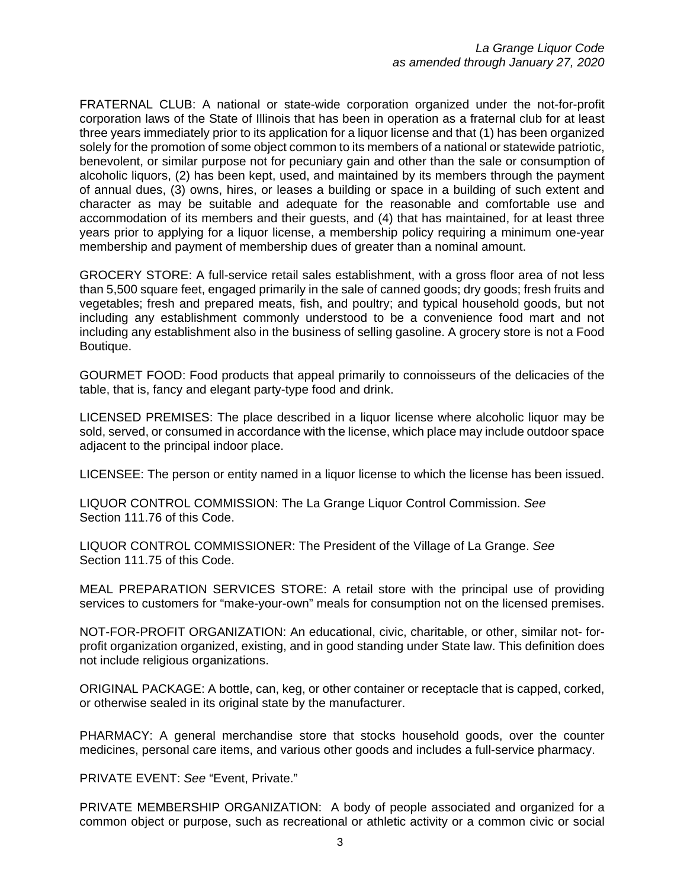FRATERNAL CLUB: A national or state-wide corporation organized under the not-for-profit corporation laws of the State of Illinois that has been in operation as a fraternal club for at least three years immediately prior to its application for a liquor license and that (1) has been organized solely for the promotion of some object common to its members of a national or statewide patriotic, benevolent, or similar purpose not for pecuniary gain and other than the sale or consumption of alcoholic liquors, (2) has been kept, used, and maintained by its members through the payment of annual dues, (3) owns, hires, or leases a building or space in a building of such extent and character as may be suitable and adequate for the reasonable and comfortable use and accommodation of its members and their guests, and (4) that has maintained, for at least three years prior to applying for a liquor license, a membership policy requiring a minimum one-year membership and payment of membership dues of greater than a nominal amount.

GROCERY STORE: A full-service retail sales establishment, with a gross floor area of not less than 5,500 square feet, engaged primarily in the sale of canned goods; dry goods; fresh fruits and vegetables; fresh and prepared meats, fish, and poultry; and typical household goods, but not including any establishment commonly understood to be a convenience food mart and not including any establishment also in the business of selling gasoline. A grocery store is not a Food Boutique.

GOURMET FOOD: Food products that appeal primarily to connoisseurs of the delicacies of the table, that is, fancy and elegant party-type food and drink.

LICENSED PREMISES: The place described in a liquor license where alcoholic liquor may be sold, served, or consumed in accordance with the license, which place may include outdoor space adjacent to the principal indoor place.

LICENSEE: The person or entity named in a liquor license to which the license has been issued.

LIQUOR CONTROL COMMISSION: The La Grange Liquor Control Commission. *See* Section 111.76 of this Code.

LIQUOR CONTROL COMMISSIONER: The President of the Village of La Grange. *See* Section 111.75 of this Code.

MEAL PREPARATION SERVICES STORE: A retail store with the principal use of providing services to customers for "make-your-own" meals for consumption not on the licensed premises.

NOT-FOR-PROFIT ORGANIZATION: An educational, civic, charitable, or other, similar not- for-profit organization organized, existing, and in good standing under State law. This definition does not include religious organizations.

ORIGINAL PACKAGE: A bottle, can, keg, or other container or receptacle that is capped, corked, or otherwise sealed in its original state by the manufacturer.

PHARMACY: A general merchandise store that stocks household goods, over the counter medicines, personal care items, and various other goods and includes a full-service pharmacy.

PRIVATE EVENT: *See* "Event, Private."

PRIVATE MEMBERSHIP ORGANIZATION: A body of people associated and organized for a common object or purpose, such as recreational or athletic activity or a common civic or social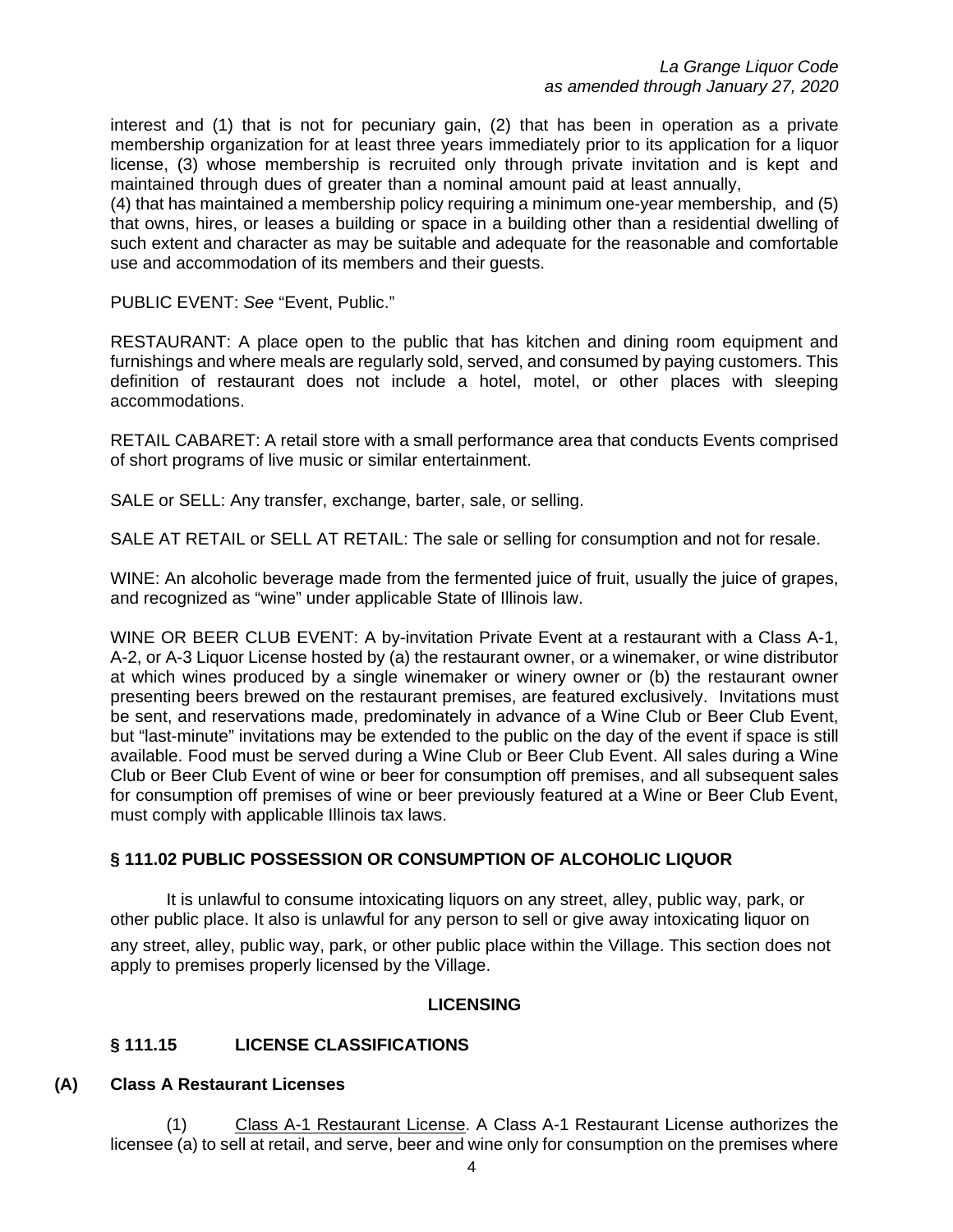interest and (1) that is not for pecuniary gain, (2) that has been in operation as a private membership organization for at least three years immediately prior to its application for a liquor license, (3) whose membership is recruited only through private invitation and is kept and maintained through dues of greater than a nominal amount paid at least annually,
(4) that has maintained a membership policy requiring a minimum one-year membership, and (5) that owns, hires, or leases a building or space in a building other than a residential dwelling of such extent and character as may be suitable and adequate for the reasonable and comfortable use and accommodation of its members and their guests.

PUBLIC EVENT: *See* "Event, Public."

RESTAURANT: A place open to the public that has kitchen and dining room equipment and furnishings and where meals are regularly sold, served, and consumed by paying customers. This definition of restaurant does not include a hotel, motel, or other places with sleeping accommodations.

RETAIL CABARET: A retail store with a small performance area that conducts Events comprised of short programs of live music or similar entertainment.

SALE or SELL: Any transfer, exchange, barter, sale, or selling.

SALE AT RETAIL or SELL AT RETAIL: The sale or selling for consumption and not for resale.

WINE: An alcoholic beverage made from the fermented juice of fruit, usually the juice of grapes, and recognized as "wine" under applicable State of Illinois law.

WINE OR BEER CLUB EVENT: A by-invitation Private Event at a restaurant with a Class A-1, A-2, or A-3 Liquor License hosted by (a) the restaurant owner, or a winemaker, or wine distributor at which wines produced by a single winemaker or winery owner or (b) the restaurant owner presenting beers brewed on the restaurant premises, are featured exclusively. Invitations must be sent, and reservations made, predominately in advance of a Wine Club or Beer Club Event, but "last-minute" invitations may be extended to the public on the day of the event if space is still available. Food must be served during a Wine Club or Beer Club Event. All sales during a Wine Club or Beer Club Event of wine or beer for consumption off premises, and all subsequent sales for consumption off premises of wine or beer previously featured at a Wine or Beer Club Event, must comply with applicable Illinois tax laws.

## § 111.02 PUBLIC POSSESSION OR CONSUMPTION OF ALCOHOLIC LIQUOR

It is unlawful to consume intoxicating liquors on any street, alley, public way, park, or other public place. It also is unlawful for any person to sell or give away intoxicating liquor on any street, alley, public way, park, or other public place within the Village. This section does not apply to premises properly licensed by the Village.

## LICENSING

## § 111.15 LICENSE CLASSIFICATIONS

### (A) Class A Restaurant Licenses

(1) Class A-1 Restaurant License. A Class A-1 Restaurant License authorizes the licensee (a) to sell at retail, and serve, beer and wine only for consumption on the premises where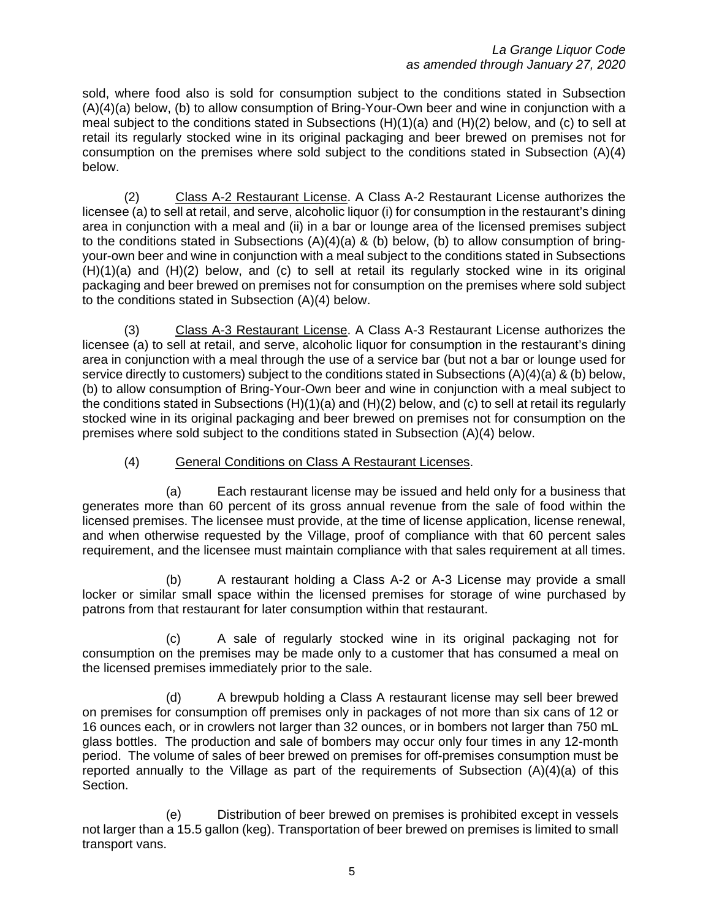sold, where food also is sold for consumption subject to the conditions stated in Subsection (A)(4)(a) below, (b) to allow consumption of Bring-Your-Own beer and wine in conjunction with a meal subject to the conditions stated in Subsections (H)(1)(a) and (H)(2) below, and (c) to sell at retail its regularly stocked wine in its original packaging and beer brewed on premises not for consumption on the premises where sold subject to the conditions stated in Subsection (A)(4) below.

(2) Class A-2 Restaurant License. A Class A-2 Restaurant License authorizes the licensee (a) to sell at retail, and serve, alcoholic liquor (i) for consumption in the restaurant's dining area in conjunction with a meal and (ii) in a bar or lounge area of the licensed premises subject to the conditions stated in Subsections (A)(4)(a) & (b) below, (b) to allow consumption of bring-your-own beer and wine in conjunction with a meal subject to the conditions stated in Subsections (H)(1)(a) and (H)(2) below, and (c) to sell at retail its regularly stocked wine in its original packaging and beer brewed on premises not for consumption on the premises where sold subject to the conditions stated in Subsection (A)(4) below.

(3) Class A-3 Restaurant License. A Class A-3 Restaurant License authorizes the licensee (a) to sell at retail, and serve, alcoholic liquor for consumption in the restaurant's dining area in conjunction with a meal through the use of a service bar (but not a bar or lounge used for service directly to customers) subject to the conditions stated in Subsections (A)(4)(a) & (b) below, (b) to allow consumption of Bring-Your-Own beer and wine in conjunction with a meal subject to the conditions stated in Subsections (H)(1)(a) and (H)(2) below, and (c) to sell at retail its regularly stocked wine in its original packaging and beer brewed on premises not for consumption on the premises where sold subject to the conditions stated in Subsection (A)(4) below.

(4) General Conditions on Class A Restaurant Licenses.

(a) Each restaurant license may be issued and held only for a business that generates more than 60 percent of its gross annual revenue from the sale of food within the licensed premises. The licensee must provide, at the time of license application, license renewal, and when otherwise requested by the Village, proof of compliance with that 60 percent sales requirement, and the licensee must maintain compliance with that sales requirement at all times.

(b) A restaurant holding a Class A-2 or A-3 License may provide a small locker or similar small space within the licensed premises for storage of wine purchased by patrons from that restaurant for later consumption within that restaurant.

(c) A sale of regularly stocked wine in its original packaging not for consumption on the premises may be made only to a customer that has consumed a meal on the licensed premises immediately prior to the sale.

(d) A brewpub holding a Class A restaurant license may sell beer brewed on premises for consumption off premises only in packages of not more than six cans of 12 or 16 ounces each, or in crowlers not larger than 32 ounces, or in bombers not larger than 750 mL glass bottles. The production and sale of bombers may occur only four times in any 12-month period. The volume of sales of beer brewed on premises for off-premises consumption must be reported annually to the Village as part of the requirements of Subsection (A)(4)(a) of this Section.

(e) Distribution of beer brewed on premises is prohibited except in vessels not larger than a 15.5 gallon (keg). Transportation of beer brewed on premises is limited to small transport vans.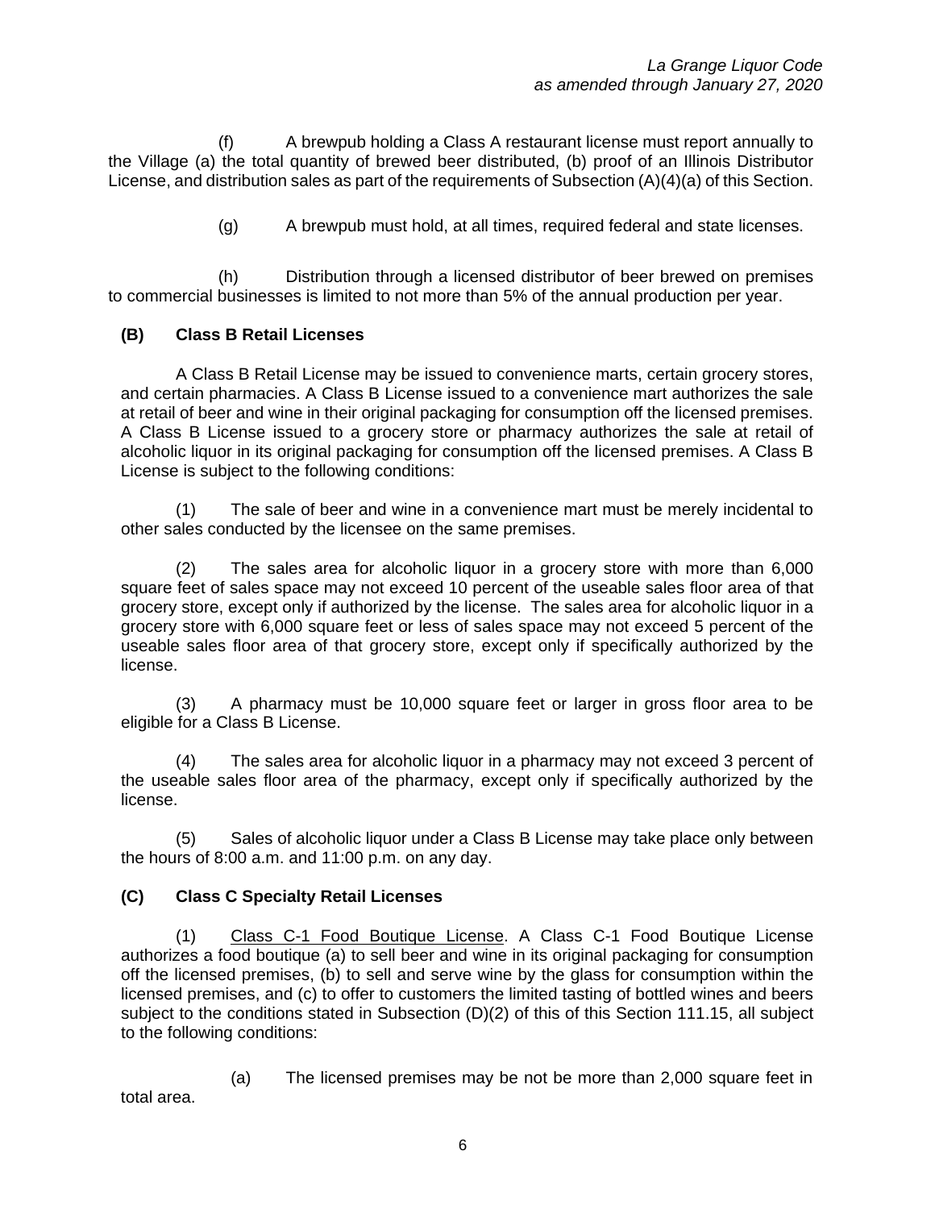(f) A brewpub holding a Class A restaurant license must report annually to the Village (a) the total quantity of brewed beer distributed, (b) proof of an Illinois Distributor License, and distribution sales as part of the requirements of Subsection (A)(4)(a) of this Section.

(g) A brewpub must hold, at all times, required federal and state licenses.

(h) Distribution through a licensed distributor of beer brewed on premises to commercial businesses is limited to not more than 5% of the annual production per year.

**(B) Class B Retail Licenses**

A Class B Retail License may be issued to convenience marts, certain grocery stores, and certain pharmacies. A Class B License issued to a convenience mart authorizes the sale at retail of beer and wine in their original packaging for consumption off the licensed premises. A Class B License issued to a grocery store or pharmacy authorizes the sale at retail of alcoholic liquor in its original packaging for consumption off the licensed premises. A Class B License is subject to the following conditions:

(1) The sale of beer and wine in a convenience mart must be merely incidental to other sales conducted by the licensee on the same premises.

(2) The sales area for alcoholic liquor in a grocery store with more than 6,000 square feet of sales space may not exceed 10 percent of the useable sales floor area of that grocery store, except only if authorized by the license. The sales area for alcoholic liquor in a grocery store with 6,000 square feet or less of sales space may not exceed 5 percent of the useable sales floor area of that grocery store, except only if specifically authorized by the license.

(3) A pharmacy must be 10,000 square feet or larger in gross floor area to be eligible for a Class B License.

(4) The sales area for alcoholic liquor in a pharmacy may not exceed 3 percent of the useable sales floor area of the pharmacy, except only if specifically authorized by the license.

(5) Sales of alcoholic liquor under a Class B License may take place only between the hours of 8:00 a.m. and 11:00 p.m. on any day.

**(C) Class C Specialty Retail Licenses**

(1) Class C-1 Food Boutique License. A Class C-1 Food Boutique License authorizes a food boutique (a) to sell beer and wine in its original packaging for consumption off the licensed premises, (b) to sell and serve wine by the glass for consumption within the licensed premises, and (c) to offer to customers the limited tasting of bottled wines and beers subject to the conditions stated in Subsection (D)(2) of this of this Section 111.15, all subject to the following conditions:

(a) The licensed premises may be not be more than 2,000 square feet in total area.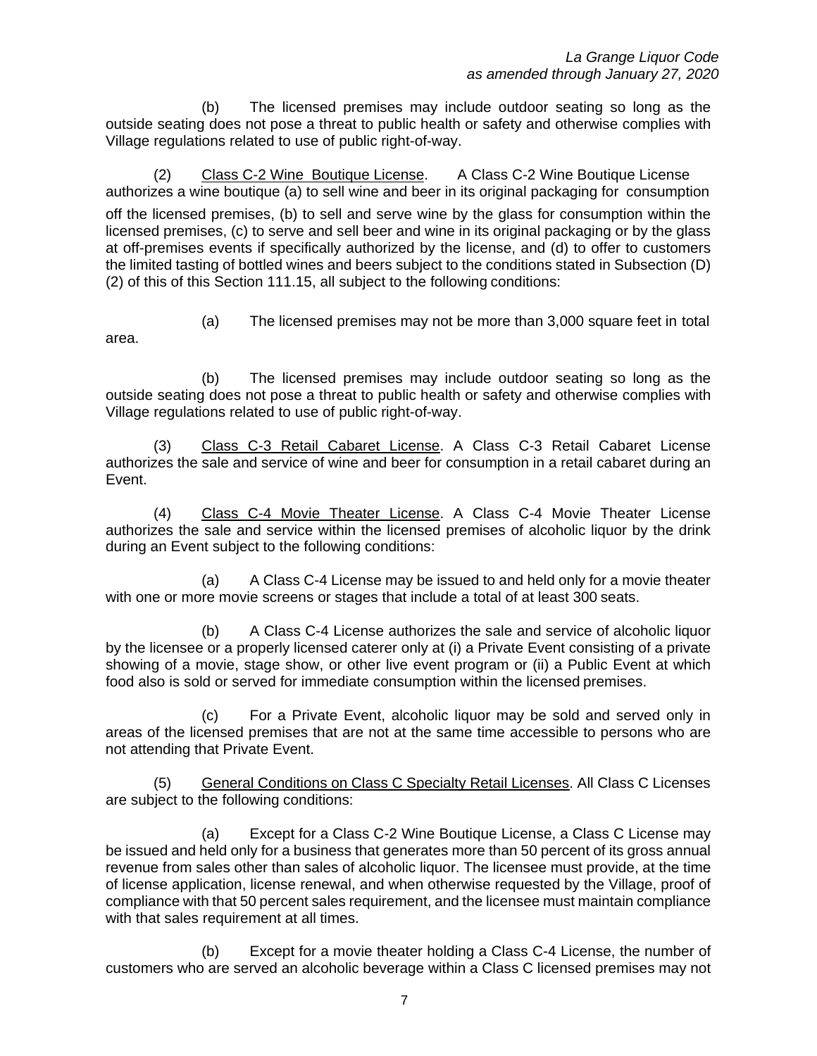(b) The licensed premises may include outdoor seating so long as the outside seating does not pose a threat to public health or safety and otherwise complies with Village regulations related to use of public right-of-way.

(2) Class C-2 Wine Boutique License. A Class C-2 Wine Boutique License authorizes a wine boutique (a) to sell wine and beer in its original packaging for consumption off the licensed premises, (b) to sell and serve wine by the glass for consumption within the licensed premises, (c) to serve and sell beer and wine in its original packaging or by the glass at off-premises events if specifically authorized by the license, and (d) to offer to customers the limited tasting of bottled wines and beers subject to the conditions stated in Subsection (D)(2) of this of this Section 111.15, all subject to the following conditions:

(a) The licensed premises may not be more than 3,000 square feet in total area.

(b) The licensed premises may include outdoor seating so long as the outside seating does not pose a threat to public health or safety and otherwise complies with Village regulations related to use of public right-of-way.

(3) Class C-3 Retail Cabaret License. A Class C-3 Retail Cabaret License authorizes the sale and service of wine and beer for consumption in a retail cabaret during an Event.

(4) Class C-4 Movie Theater License. A Class C-4 Movie Theater License authorizes the sale and service within the licensed premises of alcoholic liquor by the drink during an Event subject to the following conditions:

(a) A Class C-4 License may be issued to and held only for a movie theater with one or more movie screens or stages that include a total of at least 300 seats.

(b) A Class C-4 License authorizes the sale and service of alcoholic liquor by the licensee or a properly licensed caterer only at (i) a Private Event consisting of a private showing of a movie, stage show, or other live event program or (ii) a Public Event at which food also is sold or served for immediate consumption within the licensed premises.

(c) For a Private Event, alcoholic liquor may be sold and served only in areas of the licensed premises that are not at the same time accessible to persons who are not attending that Private Event.

(5) General Conditions on Class C Specialty Retail Licenses. All Class C Licenses are subject to the following conditions:

(a) Except for a Class C-2 Wine Boutique License, a Class C License may be issued and held only for a business that generates more than 50 percent of its gross annual revenue from sales other than sales of alcoholic liquor. The licensee must provide, at the time of license application, license renewal, and when otherwise requested by the Village, proof of compliance with that 50 percent sales requirement, and the licensee must maintain compliance with that sales requirement at all times.

(b) Except for a movie theater holding a Class C-4 License, the number of customers who are served an alcoholic beverage within a Class C licensed premises may not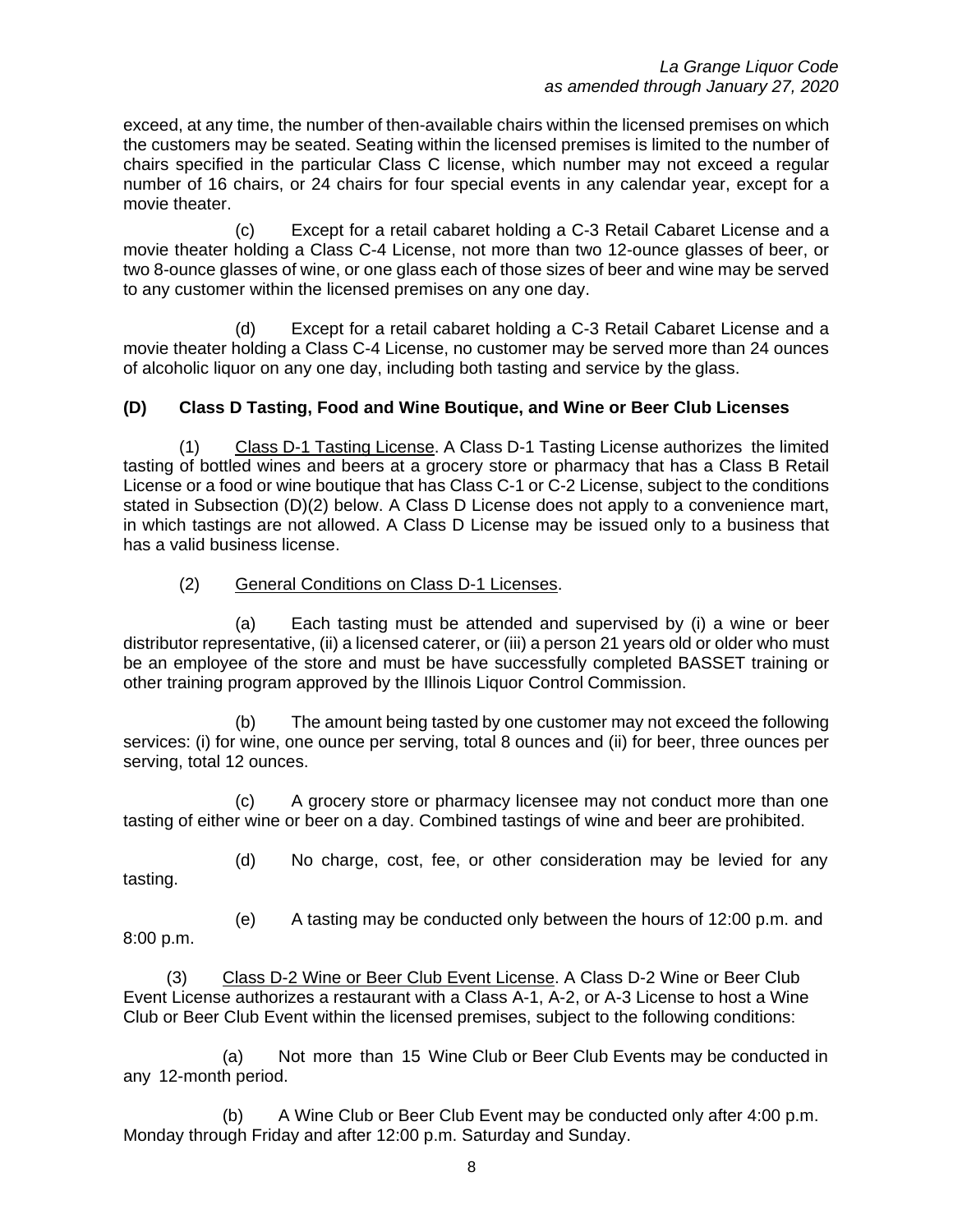exceed, at any time, the number of then-available chairs within the licensed premises on which the customers may be seated. Seating within the licensed premises is limited to the number of chairs specified in the particular Class C license, which number may not exceed a regular number of 16 chairs, or 24 chairs for four special events in any calendar year, except for a movie theater.

(c) Except for a retail cabaret holding a C-3 Retail Cabaret License and a movie theater holding a Class C-4 License, not more than two 12-ounce glasses of beer, or two 8-ounce glasses of wine, or one glass each of those sizes of beer and wine may be served to any customer within the licensed premises on any one day.

(d) Except for a retail cabaret holding a C-3 Retail Cabaret License and a movie theater holding a Class C-4 License, no customer may be served more than 24 ounces of alcoholic liquor on any one day, including both tasting and service by the glass.

**(D) Class D Tasting, Food and Wine Boutique, and Wine or Beer Club Licenses**

(1) Class D-1 Tasting License. A Class D-1 Tasting License authorizes the limited tasting of bottled wines and beers at a grocery store or pharmacy that has a Class B Retail License or a food or wine boutique that has Class C-1 or C-2 License, subject to the conditions stated in Subsection (D)(2) below. A Class D License does not apply to a convenience mart, in which tastings are not allowed. A Class D License may be issued only to a business that has a valid business license.

(2) General Conditions on Class D-1 Licenses.

(a) Each tasting must be attended and supervised by (i) a wine or beer distributor representative, (ii) a licensed caterer, or (iii) a person 21 years old or older who must be an employee of the store and must be have successfully completed BASSET training or other training program approved by the Illinois Liquor Control Commission.

(b) The amount being tasted by one customer may not exceed the following services: (i) for wine, one ounce per serving, total 8 ounces and (ii) for beer, three ounces per serving, total 12 ounces.

(c) A grocery store or pharmacy licensee may not conduct more than one tasting of either wine or beer on a day. Combined tastings of wine and beer are prohibited.

(d) No charge, cost, fee, or other consideration may be levied for any tasting.

(e) A tasting may be conducted only between the hours of 12:00 p.m. and 8:00 p.m.

(3) Class D-2 Wine or Beer Club Event License. A Class D-2 Wine or Beer Club Event License authorizes a restaurant with a Class A-1, A-2, or A-3 License to host a Wine Club or Beer Club Event within the licensed premises, subject to the following conditions:

(a) Not more than 15 Wine Club or Beer Club Events may be conducted in any 12-month period.

(b) A Wine Club or Beer Club Event may be conducted only after 4:00 p.m. Monday through Friday and after 12:00 p.m. Saturday and Sunday.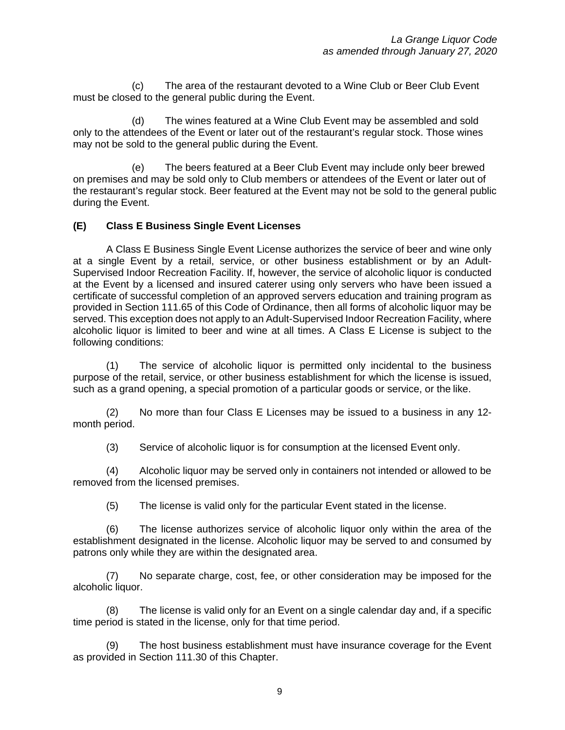(c) The area of the restaurant devoted to a Wine Club or Beer Club Event must be closed to the general public during the Event.

(d) The wines featured at a Wine Club Event may be assembled and sold only to the attendees of the Event or later out of the restaurant's regular stock. Those wines may not be sold to the general public during the Event.

(e) The beers featured at a Beer Club Event may include only beer brewed on premises and may be sold only to Club members or attendees of the Event or later out of the restaurant's regular stock. Beer featured at the Event may not be sold to the general public during the Event.

### (E) Class E Business Single Event Licenses

A Class E Business Single Event License authorizes the service of beer and wine only at a single Event by a retail, service, or other business establishment or by an Adult-Supervised Indoor Recreation Facility. If, however, the service of alcoholic liquor is conducted at the Event by a licensed and insured caterer using only servers who have been issued a certificate of successful completion of an approved servers education and training program as provided in Section 111.65 of this Code of Ordinance, then all forms of alcoholic liquor may be served. This exception does not apply to an Adult-Supervised Indoor Recreation Facility, where alcoholic liquor is limited to beer and wine at all times. A Class E License is subject to the following conditions:

(1) The service of alcoholic liquor is permitted only incidental to the business purpose of the retail, service, or other business establishment for which the license is issued, such as a grand opening, a special promotion of a particular goods or service, or the like.

(2) No more than four Class E Licenses may be issued to a business in any 12-month period.

(3) Service of alcoholic liquor is for consumption at the licensed Event only.

(4) Alcoholic liquor may be served only in containers not intended or allowed to be removed from the licensed premises.

(5) The license is valid only for the particular Event stated in the license.

(6) The license authorizes service of alcoholic liquor only within the area of the establishment designated in the license. Alcoholic liquor may be served to and consumed by patrons only while they are within the designated area.

(7) No separate charge, cost, fee, or other consideration may be imposed for the alcoholic liquor.

(8) The license is valid only for an Event on a single calendar day and, if a specific time period is stated in the license, only for that time period.

(9) The host business establishment must have insurance coverage for the Event as provided in Section 111.30 of this Chapter.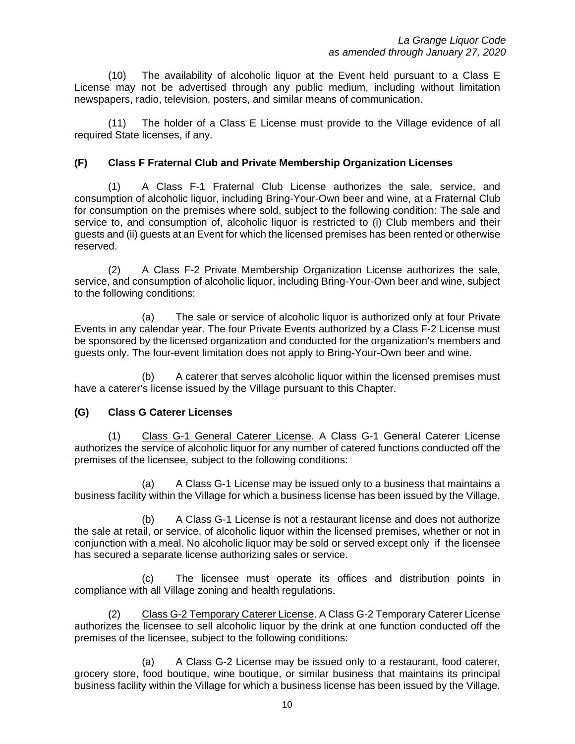(10) The availability of alcoholic liquor at the Event held pursuant to a Class E License may not be advertised through any public medium, including without limitation newspapers, radio, television, posters, and similar means of communication.

(11) The holder of a Class E License must provide to the Village evidence of all required State licenses, if any.

### (F) Class F Fraternal Club and Private Membership Organization Licenses

(1) A Class F-1 Fraternal Club License authorizes the sale, service, and consumption of alcoholic liquor, including Bring-Your-Own beer and wine, at a Fraternal Club for consumption on the premises where sold, subject to the following condition: The sale and service to, and consumption of, alcoholic liquor is restricted to (i) Club members and their guests and (ii) guests at an Event for which the licensed premises has been rented or otherwise reserved.

(2) A Class F-2 Private Membership Organization License authorizes the sale, service, and consumption of alcoholic liquor, including Bring-Your-Own beer and wine, subject to the following conditions:

(a) The sale or service of alcoholic liquor is authorized only at four Private Events in any calendar year. The four Private Events authorized by a Class F-2 License must be sponsored by the licensed organization and conducted for the organization's members and guests only. The four-event limitation does not apply to Bring-Your-Own beer and wine.

(b) A caterer that serves alcoholic liquor within the licensed premises must have a caterer's license issued by the Village pursuant to this Chapter.

### (G) Class G Caterer Licenses

(1) Class G-1 General Caterer License. A Class G-1 General Caterer License authorizes the service of alcoholic liquor for any number of catered functions conducted off the premises of the licensee, subject to the following conditions:

(a) A Class G-1 License may be issued only to a business that maintains a business facility within the Village for which a business license has been issued by the Village.

(b) A Class G-1 License is not a restaurant license and does not authorize the sale at retail, or service, of alcoholic liquor within the licensed premises, whether or not in conjunction with a meal. No alcoholic liquor may be sold or served except only if the licensee has secured a separate license authorizing sales or service.

(c) The licensee must operate its offices and distribution points in compliance with all Village zoning and health regulations.

(2) Class G-2 Temporary Caterer License. A Class G-2 Temporary Caterer License authorizes the licensee to sell alcoholic liquor by the drink at one function conducted off the premises of the licensee, subject to the following conditions:

(a) A Class G-2 License may be issued only to a restaurant, food caterer, grocery store, food boutique, wine boutique, or similar business that maintains its principal business facility within the Village for which a business license has been issued by the Village.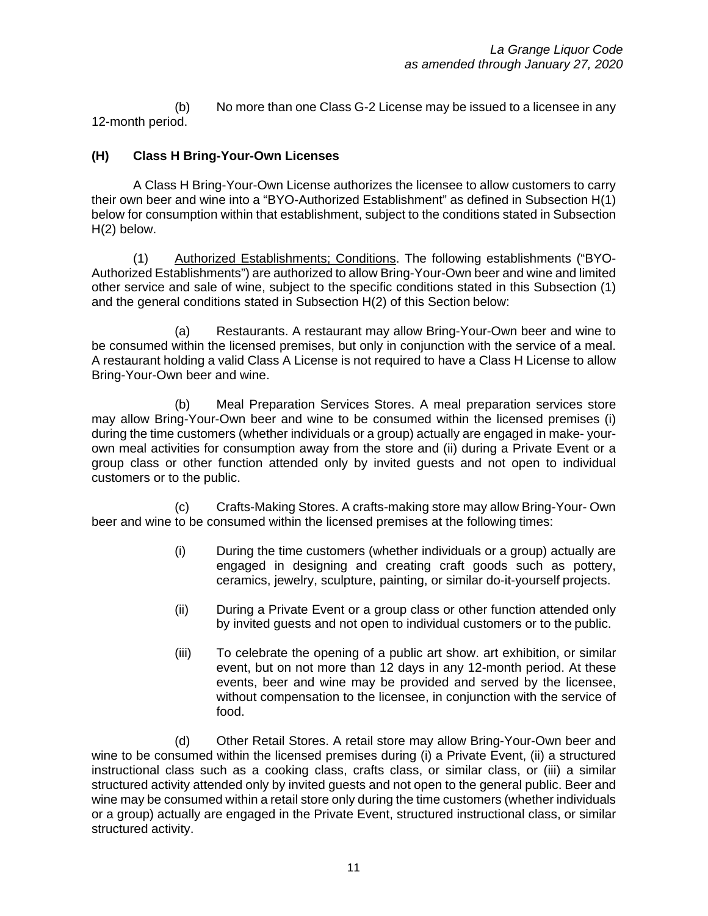(b) No more than one Class G-2 License may be issued to a licensee in any 12-month period.

### (H) Class H Bring-Your-Own Licenses

A Class H Bring-Your-Own License authorizes the licensee to allow customers to carry their own beer and wine into a "BYO-Authorized Establishment" as defined in Subsection H(1) below for consumption within that establishment, subject to the conditions stated in Subsection H(2) below.

(1) Authorized Establishments; Conditions. The following establishments ("BYO-Authorized Establishments") are authorized to allow Bring-Your-Own beer and wine and limited other service and sale of wine, subject to the specific conditions stated in this Subsection (1) and the general conditions stated in Subsection H(2) of this Section below:

(a) Restaurants. A restaurant may allow Bring-Your-Own beer and wine to be consumed within the licensed premises, but only in conjunction with the service of a meal. A restaurant holding a valid Class A License is not required to have a Class H License to allow Bring-Your-Own beer and wine.

(b) Meal Preparation Services Stores. A meal preparation services store may allow Bring-Your-Own beer and wine to be consumed within the licensed premises (i) during the time customers (whether individuals or a group) actually are engaged in make- your-own meal activities for consumption away from the store and (ii) during a Private Event or a group class or other function attended only by invited guests and not open to individual customers or to the public.

(c) Crafts-Making Stores. A crafts-making store may allow Bring-Your- Own beer and wine to be consumed within the licensed premises at the following times:

(i) During the time customers (whether individuals or a group) actually are engaged in designing and creating craft goods such as pottery, ceramics, jewelry, sculpture, painting, or similar do-it-yourself projects.

(ii) During a Private Event or a group class or other function attended only by invited guests and not open to individual customers or to the public.

(iii) To celebrate the opening of a public art show. art exhibition, or similar event, but on not more than 12 days in any 12-month period. At these events, beer and wine may be provided and served by the licensee, without compensation to the licensee, in conjunction with the service of food.

(d) Other Retail Stores. A retail store may allow Bring-Your-Own beer and wine to be consumed within the licensed premises during (i) a Private Event, (ii) a structured instructional class such as a cooking class, crafts class, or similar class, or (iii) a similar structured activity attended only by invited guests and not open to the general public. Beer and wine may be consumed within a retail store only during the time customers (whether individuals or a group) actually are engaged in the Private Event, structured instructional class, or similar structured activity.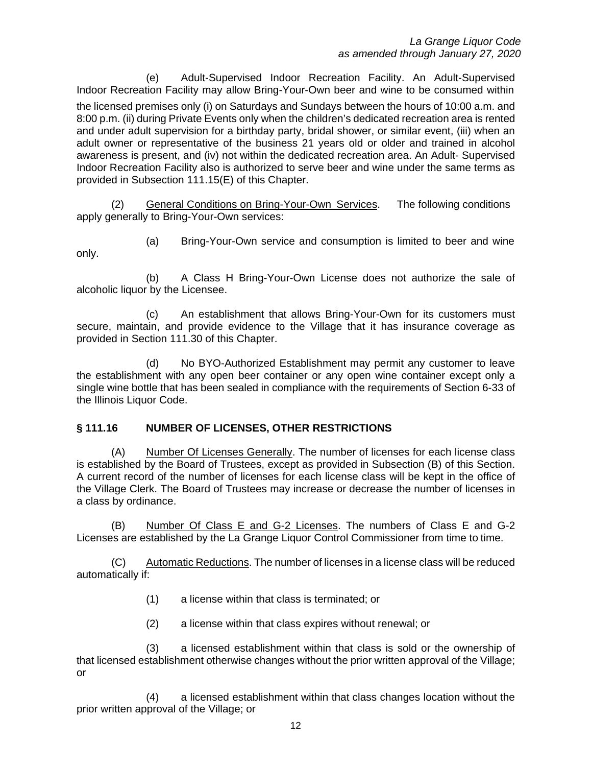(e) Adult-Supervised Indoor Recreation Facility. An Adult-Supervised Indoor Recreation Facility may allow Bring-Your-Own beer and wine to be consumed within the licensed premises only (i) on Saturdays and Sundays between the hours of 10:00 a.m. and 8:00 p.m. (ii) during Private Events only when the children's dedicated recreation area is rented and under adult supervision for a birthday party, bridal shower, or similar event, (iii) when an adult owner or representative of the business 21 years old or older and trained in alcohol awareness is present, and (iv) not within the dedicated recreation area. An Adult- Supervised Indoor Recreation Facility also is authorized to serve beer and wine under the same terms as provided in Subsection 111.15(E) of this Chapter.

(2) General Conditions on Bring-Your-Own Services. The following conditions apply generally to Bring-Your-Own services:

(a) Bring-Your-Own service and consumption is limited to beer and wine only.

(b) A Class H Bring-Your-Own License does not authorize the sale of alcoholic liquor by the Licensee.

(c) An establishment that allows Bring-Your-Own for its customers must secure, maintain, and provide evidence to the Village that it has insurance coverage as provided in Section 111.30 of this Chapter.

(d) No BYO-Authorized Establishment may permit any customer to leave the establishment with any open beer container or any open wine container except only a single wine bottle that has been sealed in compliance with the requirements of Section 6-33 of the Illinois Liquor Code.

### § 111.16 NUMBER OF LICENSES, OTHER RESTRICTIONS

(A) Number Of Licenses Generally. The number of licenses for each license class is established by the Board of Trustees, except as provided in Subsection (B) of this Section. A current record of the number of licenses for each license class will be kept in the office of the Village Clerk. The Board of Trustees may increase or decrease the number of licenses in a class by ordinance.

(B) Number Of Class E and G-2 Licenses. The numbers of Class E and G-2 Licenses are established by the La Grange Liquor Control Commissioner from time to time.

(C) Automatic Reductions. The number of licenses in a license class will be reduced automatically if:

(1) a license within that class is terminated; or

(2) a license within that class expires without renewal; or

(3) a licensed establishment within that class is sold or the ownership of that licensed establishment otherwise changes without the prior written approval of the Village; or

(4) a licensed establishment within that class changes location without the prior written approval of the Village; or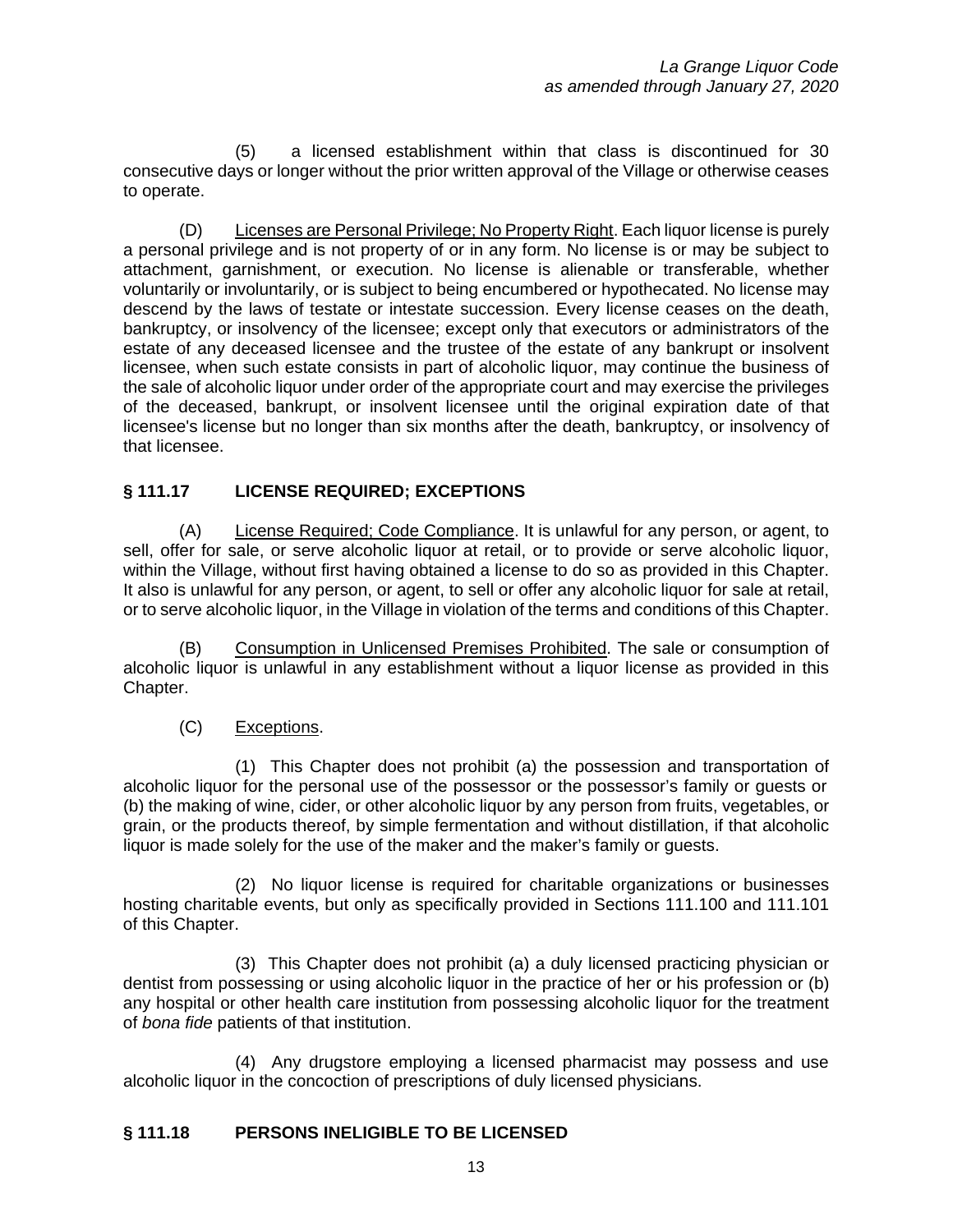(5) a licensed establishment within that class is discontinued for 30 consecutive days or longer without the prior written approval of the Village or otherwise ceases to operate.

(D) Licenses are Personal Privilege; No Property Right. Each liquor license is purely a personal privilege and is not property of or in any form. No license is or may be subject to attachment, garnishment, or execution. No license is alienable or transferable, whether voluntarily or involuntarily, or is subject to being encumbered or hypothecated. No license may descend by the laws of testate or intestate succession. Every license ceases on the death, bankruptcy, or insolvency of the licensee; except only that executors or administrators of the estate of any deceased licensee and the trustee of the estate of any bankrupt or insolvent licensee, when such estate consists in part of alcoholic liquor, may continue the business of the sale of alcoholic liquor under order of the appropriate court and may exercise the privileges of the deceased, bankrupt, or insolvent licensee until the original expiration date of that licensee's license but no longer than six months after the death, bankruptcy, or insolvency of that licensee.

## § 111.17 LICENSE REQUIRED; EXCEPTIONS

(A) License Required; Code Compliance. It is unlawful for any person, or agent, to sell, offer for sale, or serve alcoholic liquor at retail, or to provide or serve alcoholic liquor, within the Village, without first having obtained a license to do so as provided in this Chapter. It also is unlawful for any person, or agent, to sell or offer any alcoholic liquor for sale at retail, or to serve alcoholic liquor, in the Village in violation of the terms and conditions of this Chapter.

(B) Consumption in Unlicensed Premises Prohibited. The sale or consumption of alcoholic liquor is unlawful in any establishment without a liquor license as provided in this Chapter.

(C) Exceptions.

(1) This Chapter does not prohibit (a) the possession and transportation of alcoholic liquor for the personal use of the possessor or the possessor's family or guests or (b) the making of wine, cider, or other alcoholic liquor by any person from fruits, vegetables, or grain, or the products thereof, by simple fermentation and without distillation, if that alcoholic liquor is made solely for the use of the maker and the maker's family or guests.

(2) No liquor license is required for charitable organizations or businesses hosting charitable events, but only as specifically provided in Sections 111.100 and 111.101 of this Chapter.

(3) This Chapter does not prohibit (a) a duly licensed practicing physician or dentist from possessing or using alcoholic liquor in the practice of her or his profession or (b) any hospital or other health care institution from possessing alcoholic liquor for the treatment of *bona fide* patients of that institution.

(4) Any drugstore employing a licensed pharmacist may possess and use alcoholic liquor in the concoction of prescriptions of duly licensed physicians.

## § 111.18 PERSONS INELIGIBLE TO BE LICENSED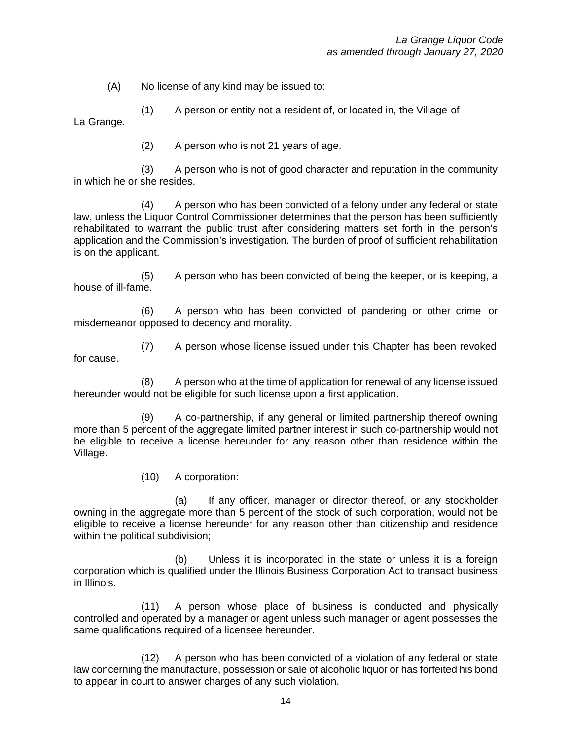(A) No license of any kind may be issued to:

(1) A person or entity not a resident of, or located in, the Village of La Grange.

(2) A person who is not 21 years of age.

(3) A person who is not of good character and reputation in the community in which he or she resides.

(4) A person who has been convicted of a felony under any federal or state law, unless the Liquor Control Commissioner determines that the person has been sufficiently rehabilitated to warrant the public trust after considering matters set forth in the person's application and the Commission's investigation. The burden of proof of sufficient rehabilitation is on the applicant.

(5) A person who has been convicted of being the keeper, or is keeping, a house of ill-fame.

(6) A person who has been convicted of pandering or other crime or misdemeanor opposed to decency and morality.

(7) A person whose license issued under this Chapter has been revoked for cause.

(8) A person who at the time of application for renewal of any license issued hereunder would not be eligible for such license upon a first application.

(9) A co-partnership, if any general or limited partnership thereof owning more than 5 percent of the aggregate limited partner interest in such co-partnership would not be eligible to receive a license hereunder for any reason other than residence within the Village.

(10) A corporation:

(a) If any officer, manager or director thereof, or any stockholder owning in the aggregate more than 5 percent of the stock of such corporation, would not be eligible to receive a license hereunder for any reason other than citizenship and residence within the political subdivision;

(b) Unless it is incorporated in the state or unless it is a foreign corporation which is qualified under the Illinois Business Corporation Act to transact business in Illinois.

(11) A person whose place of business is conducted and physically controlled and operated by a manager or agent unless such manager or agent possesses the same qualifications required of a licensee hereunder.

(12) A person who has been convicted of a violation of any federal or state law concerning the manufacture, possession or sale of alcoholic liquor or has forfeited his bond to appear in court to answer charges of any such violation.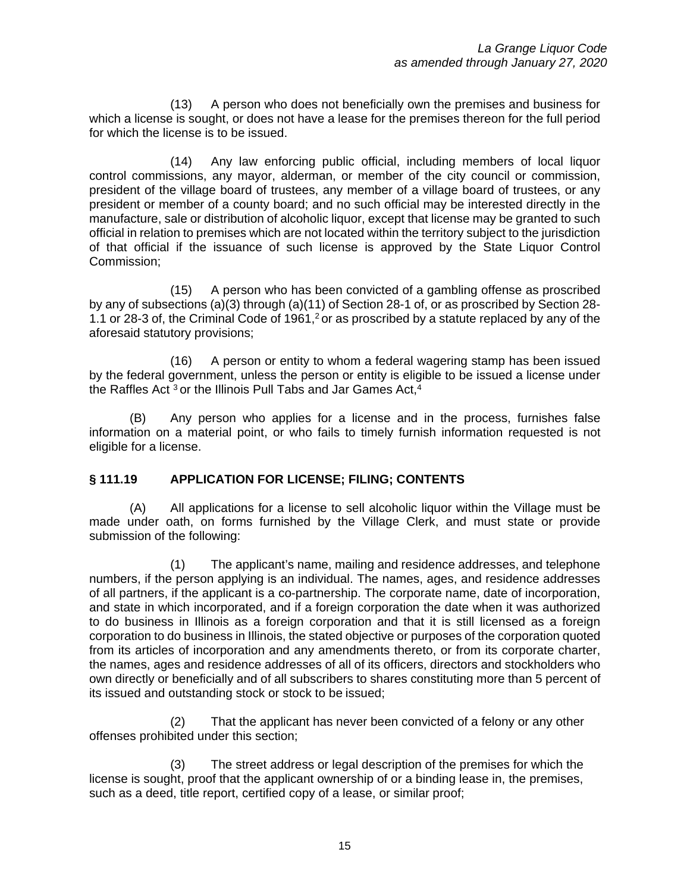(13) A person who does not beneficially own the premises and business for which a license is sought, or does not have a lease for the premises thereon for the full period for which the license is to be issued.

(14) Any law enforcing public official, including members of local liquor control commissions, any mayor, alderman, or member of the city council or commission, president of the village board of trustees, any member of a village board of trustees, or any president or member of a county board; and no such official may be interested directly in the manufacture, sale or distribution of alcoholic liquor, except that license may be granted to such official in relation to premises which are not located within the territory subject to the jurisdiction of that official if the issuance of such license is approved by the State Liquor Control Commission;

(15) A person who has been convicted of a gambling offense as proscribed by any of subsections (a)(3) through (a)(11) of Section 28-1 of, or as proscribed by Section 28-1.1 or 28-3 of, the Criminal Code of 1961,[2] or as proscribed by a statute replaced by any of the aforesaid statutory provisions;

(16) A person or entity to whom a federal wagering stamp has been issued by the federal government, unless the person or entity is eligible to be issued a license under the Raffles Act [3] or the Illinois Pull Tabs and Jar Games Act,[4]

(B) Any person who applies for a license and in the process, furnishes false information on a material point, or who fails to timely furnish information requested is not eligible for a license.

## § 111.19 APPLICATION FOR LICENSE; FILING; CONTENTS

(A) All applications for a license to sell alcoholic liquor within the Village must be made under oath, on forms furnished by the Village Clerk, and must state or provide submission of the following:

(1) The applicant's name, mailing and residence addresses, and telephone numbers, if the person applying is an individual. The names, ages, and residence addresses of all partners, if the applicant is a co-partnership. The corporate name, date of incorporation, and state in which incorporated, and if a foreign corporation the date when it was authorized to do business in Illinois as a foreign corporation and that it is still licensed as a foreign corporation to do business in Illinois, the stated objective or purposes of the corporation quoted from its articles of incorporation and any amendments thereto, or from its corporate charter, the names, ages and residence addresses of all of its officers, directors and stockholders who own directly or beneficially and of all subscribers to shares constituting more than 5 percent of its issued and outstanding stock or stock to be issued;

(2) That the applicant has never been convicted of a felony or any other offenses prohibited under this section;

(3) The street address or legal description of the premises for which the license is sought, proof that the applicant ownership of or a binding lease in, the premises, such as a deed, title report, certified copy of a lease, or similar proof;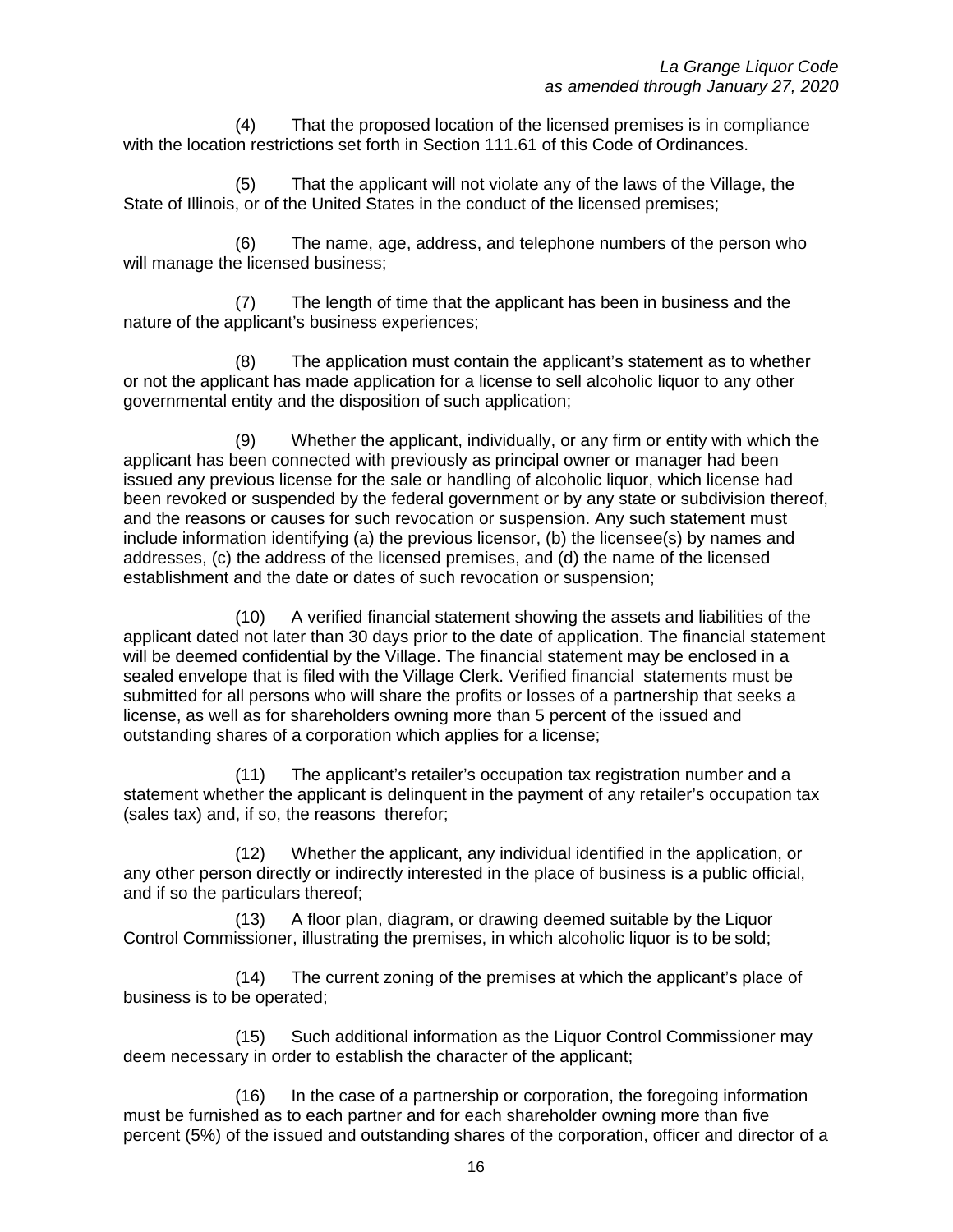(4) That the proposed location of the licensed premises is in compliance with the location restrictions set forth in Section 111.61 of this Code of Ordinances.

(5) That the applicant will not violate any of the laws of the Village, the State of Illinois, or of the United States in the conduct of the licensed premises;

(6) The name, age, address, and telephone numbers of the person who will manage the licensed business;

(7) The length of time that the applicant has been in business and the nature of the applicant's business experiences;

(8) The application must contain the applicant's statement as to whether or not the applicant has made application for a license to sell alcoholic liquor to any other governmental entity and the disposition of such application;

(9) Whether the applicant, individually, or any firm or entity with which the applicant has been connected with previously as principal owner or manager had been issued any previous license for the sale or handling of alcoholic liquor, which license had been revoked or suspended by the federal government or by any state or subdivision thereof, and the reasons or causes for such revocation or suspension. Any such statement must include information identifying (a) the previous licensor, (b) the licensee(s) by names and addresses, (c) the address of the licensed premises, and (d) the name of the licensed establishment and the date or dates of such revocation or suspension;

(10) A verified financial statement showing the assets and liabilities of the applicant dated not later than 30 days prior to the date of application. The financial statement will be deemed confidential by the Village. The financial statement may be enclosed in a sealed envelope that is filed with the Village Clerk. Verified financial statements must be submitted for all persons who will share the profits or losses of a partnership that seeks a license, as well as for shareholders owning more than 5 percent of the issued and outstanding shares of a corporation which applies for a license;

(11) The applicant's retailer's occupation tax registration number and a statement whether the applicant is delinquent in the payment of any retailer's occupation tax (sales tax) and, if so, the reasons therefor;

(12) Whether the applicant, any individual identified in the application, or any other person directly or indirectly interested in the place of business is a public official, and if so the particulars thereof;

(13) A floor plan, diagram, or drawing deemed suitable by the Liquor Control Commissioner, illustrating the premises, in which alcoholic liquor is to be sold;

(14) The current zoning of the premises at which the applicant's place of business is to be operated;

(15) Such additional information as the Liquor Control Commissioner may deem necessary in order to establish the character of the applicant;

(16) In the case of a partnership or corporation, the foregoing information must be furnished as to each partner and for each shareholder owning more than five percent (5%) of the issued and outstanding shares of the corporation, officer and director of a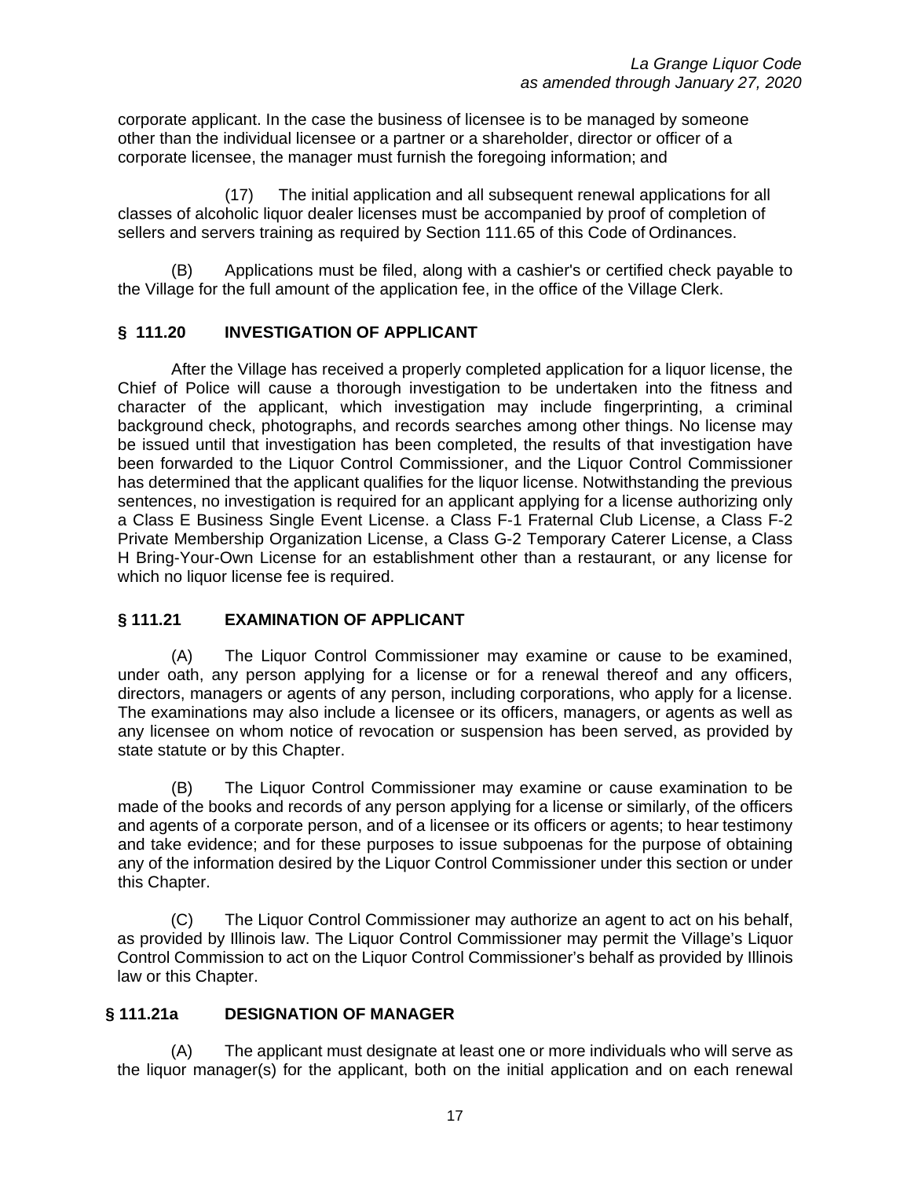corporate applicant. In the case the business of licensee is to be managed by someone other than the individual licensee or a partner or a shareholder, director or officer of a corporate licensee, the manager must furnish the foregoing information; and

(17) The initial application and all subsequent renewal applications for all classes of alcoholic liquor dealer licenses must be accompanied by proof of completion of sellers and servers training as required by Section 111.65 of this Code of Ordinances.

(B) Applications must be filed, along with a cashier's or certified check payable to the Village for the full amount of the application fee, in the office of the Village Clerk.

## § 111.20 INVESTIGATION OF APPLICANT

After the Village has received a properly completed application for a liquor license, the Chief of Police will cause a thorough investigation to be undertaken into the fitness and character of the applicant, which investigation may include fingerprinting, a criminal background check, photographs, and records searches among other things. No license may be issued until that investigation has been completed, the results of that investigation have been forwarded to the Liquor Control Commissioner, and the Liquor Control Commissioner has determined that the applicant qualifies for the liquor license. Notwithstanding the previous sentences, no investigation is required for an applicant applying for a license authorizing only a Class E Business Single Event License. a Class F-1 Fraternal Club License, a Class F-2 Private Membership Organization License, a Class G-2 Temporary Caterer License, a Class H Bring-Your-Own License for an establishment other than a restaurant, or any license for which no liquor license fee is required.

## § 111.21 EXAMINATION OF APPLICANT

(A) The Liquor Control Commissioner may examine or cause to be examined, under oath, any person applying for a license or for a renewal thereof and any officers, directors, managers or agents of any person, including corporations, who apply for a license. The examinations may also include a licensee or its officers, managers, or agents as well as any licensee on whom notice of revocation or suspension has been served, as provided by state statute or by this Chapter.

(B) The Liquor Control Commissioner may examine or cause examination to be made of the books and records of any person applying for a license or similarly, of the officers and agents of a corporate person, and of a licensee or its officers or agents; to hear testimony and take evidence; and for these purposes to issue subpoenas for the purpose of obtaining any of the information desired by the Liquor Control Commissioner under this section or under this Chapter.

(C) The Liquor Control Commissioner may authorize an agent to act on his behalf, as provided by Illinois law. The Liquor Control Commissioner may permit the Village's Liquor Control Commission to act on the Liquor Control Commissioner's behalf as provided by Illinois law or this Chapter.

## § 111.21a DESIGNATION OF MANAGER

(A) The applicant must designate at least one or more individuals who will serve as the liquor manager(s) for the applicant, both on the initial application and on each renewal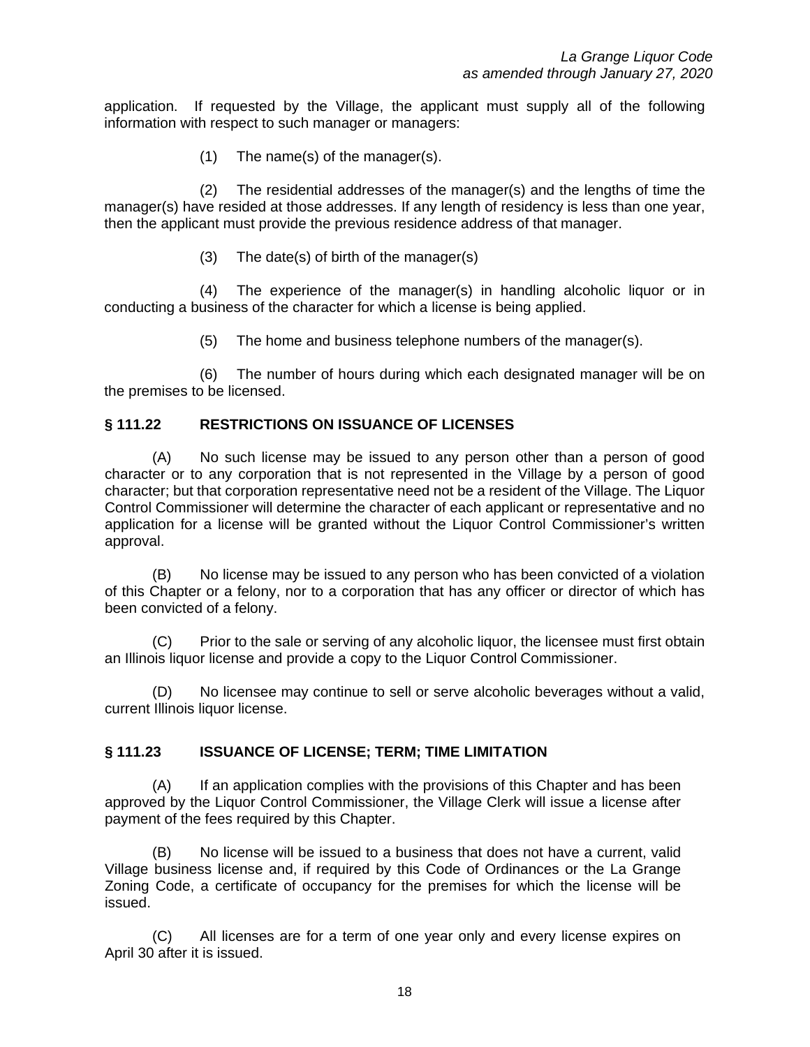application. If requested by the Village, the applicant must supply all of the following information with respect to such manager or managers:

(1) The name(s) of the manager(s).

(2) The residential addresses of the manager(s) and the lengths of time the manager(s) have resided at those addresses. If any length of residency is less than one year, then the applicant must provide the previous residence address of that manager.

(3) The date(s) of birth of the manager(s)

(4) The experience of the manager(s) in handling alcoholic liquor or in conducting a business of the character for which a license is being applied.

(5) The home and business telephone numbers of the manager(s).

(6) The number of hours during which each designated manager will be on the premises to be licensed.

### § 111.22 RESTRICTIONS ON ISSUANCE OF LICENSES

(A) No such license may be issued to any person other than a person of good character or to any corporation that is not represented in the Village by a person of good character; but that corporation representative need not be a resident of the Village. The Liquor Control Commissioner will determine the character of each applicant or representative and no application for a license will be granted without the Liquor Control Commissioner's written approval.

(B) No license may be issued to any person who has been convicted of a violation of this Chapter or a felony, nor to a corporation that has any officer or director of which has been convicted of a felony.

(C) Prior to the sale or serving of any alcoholic liquor, the licensee must first obtain an Illinois liquor license and provide a copy to the Liquor Control Commissioner.

(D) No licensee may continue to sell or serve alcoholic beverages without a valid, current Illinois liquor license.

### § 111.23 ISSUANCE OF LICENSE; TERM; TIME LIMITATION

(A) If an application complies with the provisions of this Chapter and has been approved by the Liquor Control Commissioner, the Village Clerk will issue a license after payment of the fees required by this Chapter.

(B) No license will be issued to a business that does not have a current, valid Village business license and, if required by this Code of Ordinances or the La Grange Zoning Code, a certificate of occupancy for the premises for which the license will be issued.

(C) All licenses are for a term of one year only and every license expires on April 30 after it is issued.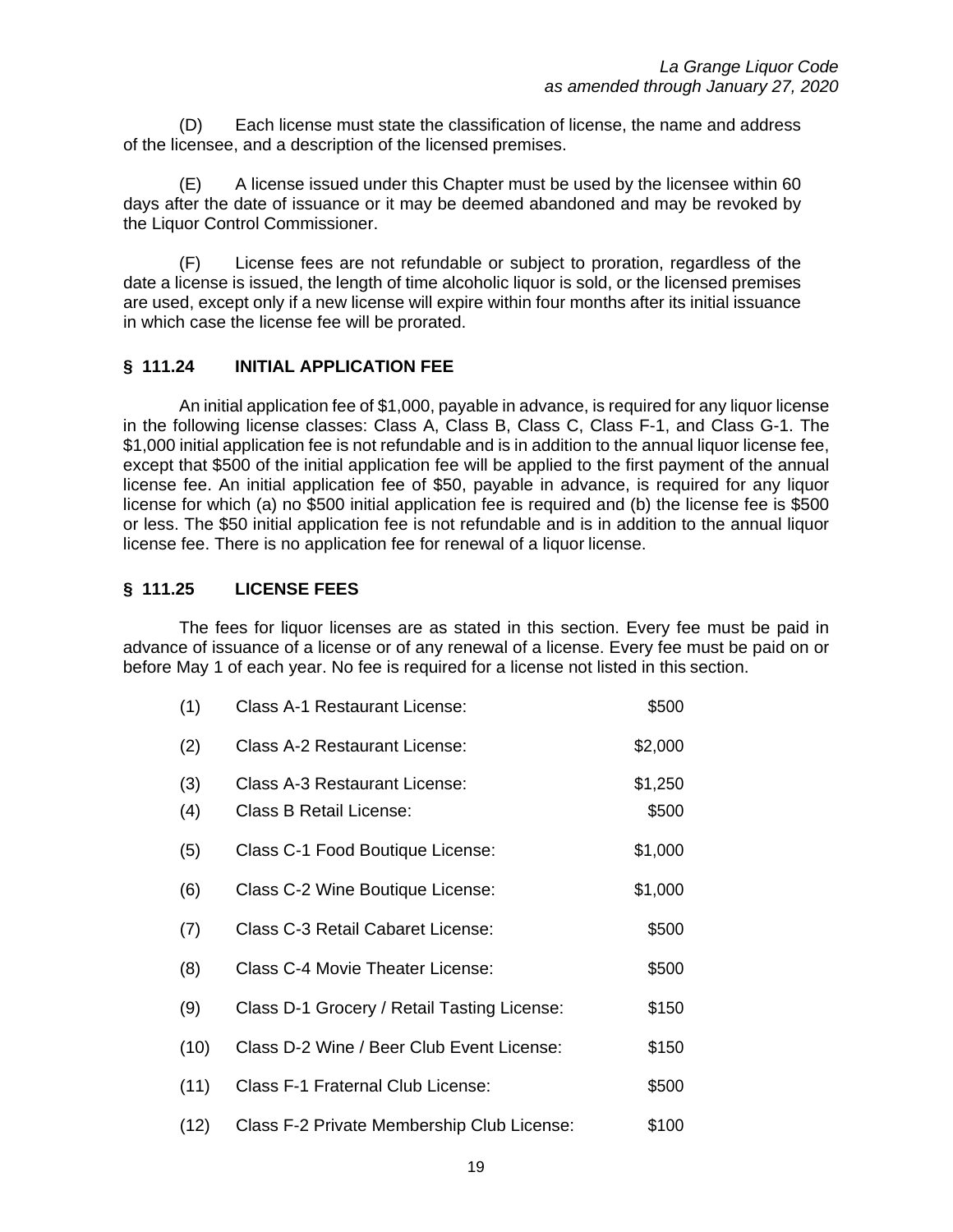(D) Each license must state the classification of license, the name and address of the licensee, and a description of the licensed premises.

(E) A license issued under this Chapter must be used by the licensee within 60 days after the date of issuance or it may be deemed abandoned and may be revoked by the Liquor Control Commissioner.

(F) License fees are not refundable or subject to proration, regardless of the date a license is issued, the length of time alcoholic liquor is sold, or the licensed premises are used, except only if a new license will expire within four months after its initial issuance in which case the license fee will be prorated.

## § 111.24 INITIAL APPLICATION FEE

An initial application fee of $1,000, payable in advance, is required for any liquor license in the following license classes: Class A, Class B, Class C, Class F-1, and Class G-1. The $1,000 initial application fee is not refundable and is in addition to the annual liquor license fee, except that $500 of the initial application fee will be applied to the first payment of the annual license fee. An initial application fee of $50, payable in advance, is required for any liquor license for which (a) no $500 initial application fee is required and (b) the license fee is $500 or less. The $50 initial application fee is not refundable and is in addition to the annual liquor license fee. There is no application fee for renewal of a liquor license.

## § 111.25 LICENSE FEES

The fees for liquor licenses are as stated in this section. Every fee must be paid in advance of issuance of a license or of any renewal of a license. Every fee must be paid on or before May 1 of each year. No fee is required for a license not listed in this section.

| | | |
|---|---|---|
| (1) | Class A-1 Restaurant License: | $500 |
| (2) | Class A-2 Restaurant License: | $2,000 |
| (3) | Class A-3 Restaurant License: | $1,250 |
| (4) | Class B Retail License: | $500 |
| (5) | Class C-1 Food Boutique License: | $1,000 |
| (6) | Class C-2 Wine Boutique License: | $1,000 |
| (7) | Class C-3 Retail Cabaret License: | $500 |
| (8) | Class C-4 Movie Theater License: | $500 |
| (9) | Class D-1 Grocery / Retail Tasting License: | $150 |
| (10) | Class D-2 Wine / Beer Club Event License: | $150 |
| (11) | Class F-1 Fraternal Club License: | $500 |
| (12) | Class F-2 Private Membership Club License: | $100 |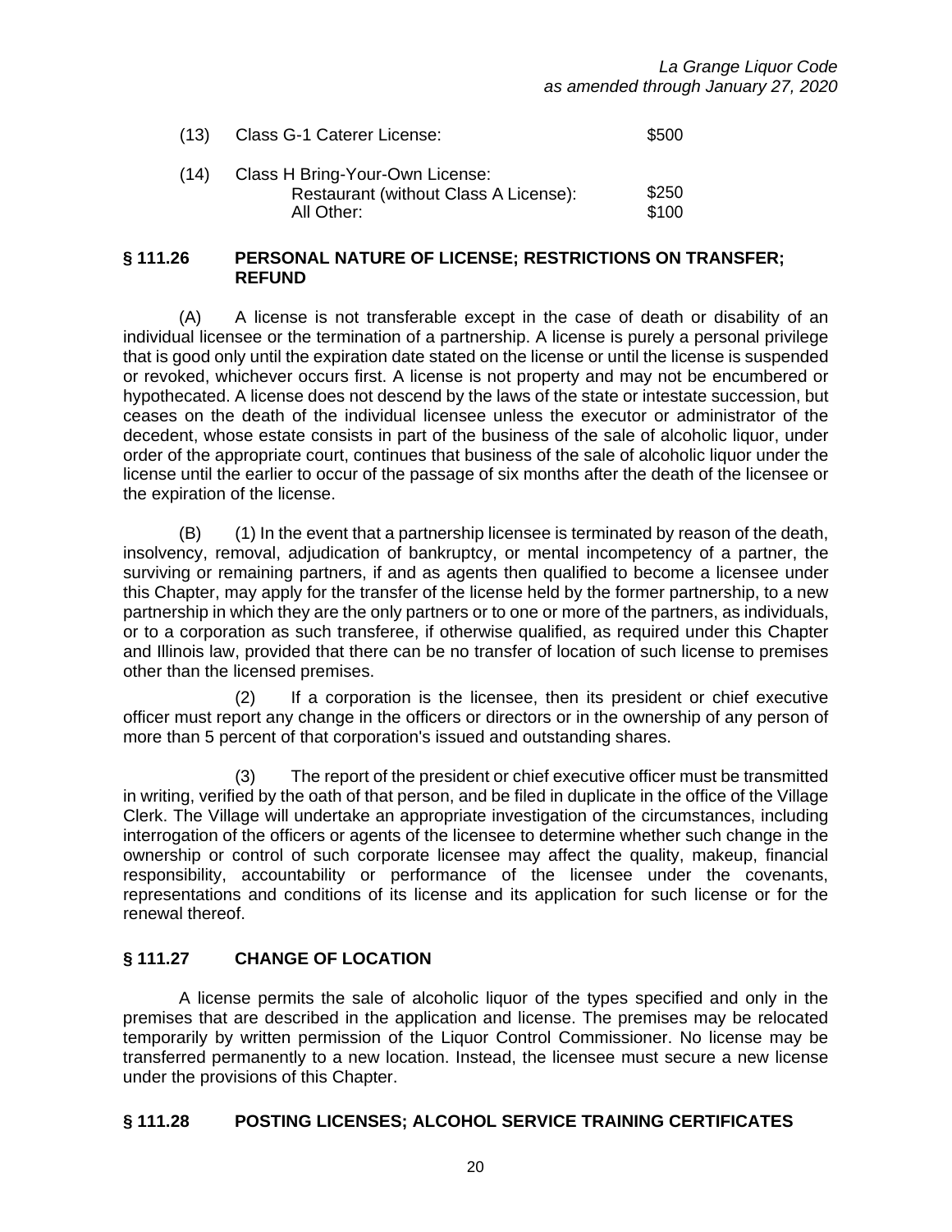(13) Class G-1 Caterer License: $500

(14) Class H Bring-Your-Own License:
- Restaurant (without Class A License): $250
- All Other: $100

## § 111.26 PERSONAL NATURE OF LICENSE; RESTRICTIONS ON TRANSFER; REFUND

(A) A license is not transferable except in the case of death or disability of an individual licensee or the termination of a partnership. A license is purely a personal privilege that is good only until the expiration date stated on the license or until the license is suspended or revoked, whichever occurs first. A license is not property and may not be encumbered or hypothecated. A license does not descend by the laws of the state or intestate succession, but ceases on the death of the individual licensee unless the executor or administrator of the decedent, whose estate consists in part of the business of the sale of alcoholic liquor, under order of the appropriate court, continues that business of the sale of alcoholic liquor under the license until the earlier to occur of the passage of six months after the death of the licensee or the expiration of the license.

(B) (1) In the event that a partnership licensee is terminated by reason of the death, insolvency, removal, adjudication of bankruptcy, or mental incompetency of a partner, the surviving or remaining partners, if and as agents then qualified to become a licensee under this Chapter, may apply for the transfer of the license held by the former partnership, to a new partnership in which they are the only partners or to one or more of the partners, as individuals, or to a corporation as such transferee, if otherwise qualified, as required under this Chapter and Illinois law, provided that there can be no transfer of location of such license to premises other than the licensed premises.

(2) If a corporation is the licensee, then its president or chief executive officer must report any change in the officers or directors or in the ownership of any person of more than 5 percent of that corporation's issued and outstanding shares.

(3) The report of the president or chief executive officer must be transmitted in writing, verified by the oath of that person, and be filed in duplicate in the office of the Village Clerk. The Village will undertake an appropriate investigation of the circumstances, including interrogation of the officers or agents of the licensee to determine whether such change in the ownership or control of such corporate licensee may affect the quality, makeup, financial responsibility, accountability or performance of the licensee under the covenants, representations and conditions of its license and its application for such license or for the renewal thereof.

## § 111.27 CHANGE OF LOCATION

A license permits the sale of alcoholic liquor of the types specified and only in the premises that are described in the application and license. The premises may be relocated temporarily by written permission of the Liquor Control Commissioner. No license may be transferred permanently to a new location. Instead, the licensee must secure a new license under the provisions of this Chapter.

## § 111.28 POSTING LICENSES; ALCOHOL SERVICE TRAINING CERTIFICATES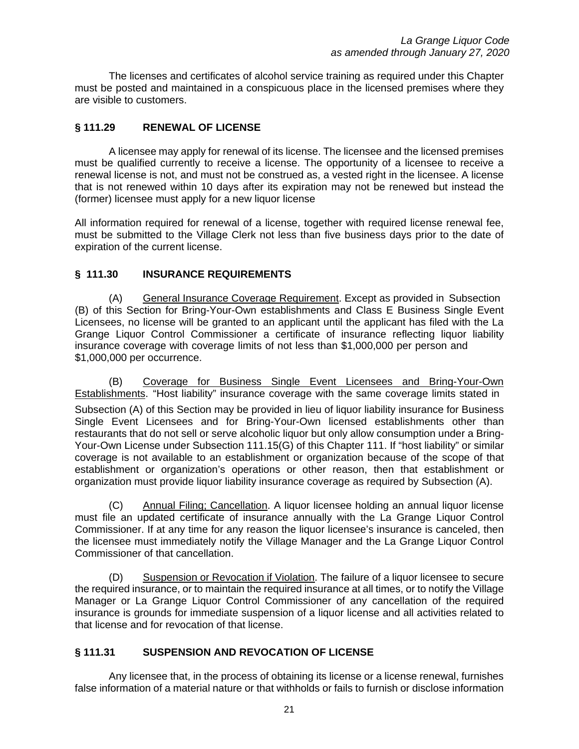The licenses and certificates of alcohol service training as required under this Chapter must be posted and maintained in a conspicuous place in the licensed premises where they are visible to customers.

## § 111.29 RENEWAL OF LICENSE

A licensee may apply for renewal of its license. The licensee and the licensed premises must be qualified currently to receive a license. The opportunity of a licensee to receive a renewal license is not, and must not be construed as, a vested right in the licensee. A license that is not renewed within 10 days after its expiration may not be renewed but instead the (former) licensee must apply for a new liquor license

All information required for renewal of a license, together with required license renewal fee, must be submitted to the Village Clerk not less than five business days prior to the date of expiration of the current license.

## § 111.30 INSURANCE REQUIREMENTS

(A) General Insurance Coverage Requirement. Except as provided in Subsection (B) of this Section for Bring-Your-Own establishments and Class E Business Single Event Licensees, no license will be granted to an applicant until the applicant has filed with the La Grange Liquor Control Commissioner a certificate of insurance reflecting liquor liability insurance coverage with coverage limits of not less than $1,000,000 per person and $1,000,000 per occurrence.

(B) Coverage for Business Single Event Licensees and Bring-Your-Own Establishments. "Host liability" insurance coverage with the same coverage limits stated in Subsection (A) of this Section may be provided in lieu of liquor liability insurance for Business Single Event Licensees and for Bring-Your-Own licensed establishments other than restaurants that do not sell or serve alcoholic liquor but only allow consumption under a Bring-Your-Own License under Subsection 111.15(G) of this Chapter 111. If "host liability" or similar coverage is not available to an establishment or organization because of the scope of that establishment or organization's operations or other reason, then that establishment or organization must provide liquor liability insurance coverage as required by Subsection (A).

(C) Annual Filing; Cancellation. A liquor licensee holding an annual liquor license must file an updated certificate of insurance annually with the La Grange Liquor Control Commissioner. If at any time for any reason the liquor licensee's insurance is canceled, then the licensee must immediately notify the Village Manager and the La Grange Liquor Control Commissioner of that cancellation.

(D) Suspension or Revocation if Violation. The failure of a liquor licensee to secure the required insurance, or to maintain the required insurance at all times, or to notify the Village Manager or La Grange Liquor Control Commissioner of any cancellation of the required insurance is grounds for immediate suspension of a liquor license and all activities related to that license and for revocation of that license.

## § 111.31 SUSPENSION AND REVOCATION OF LICENSE

Any licensee that, in the process of obtaining its license or a license renewal, furnishes false information of a material nature or that withholds or fails to furnish or disclose information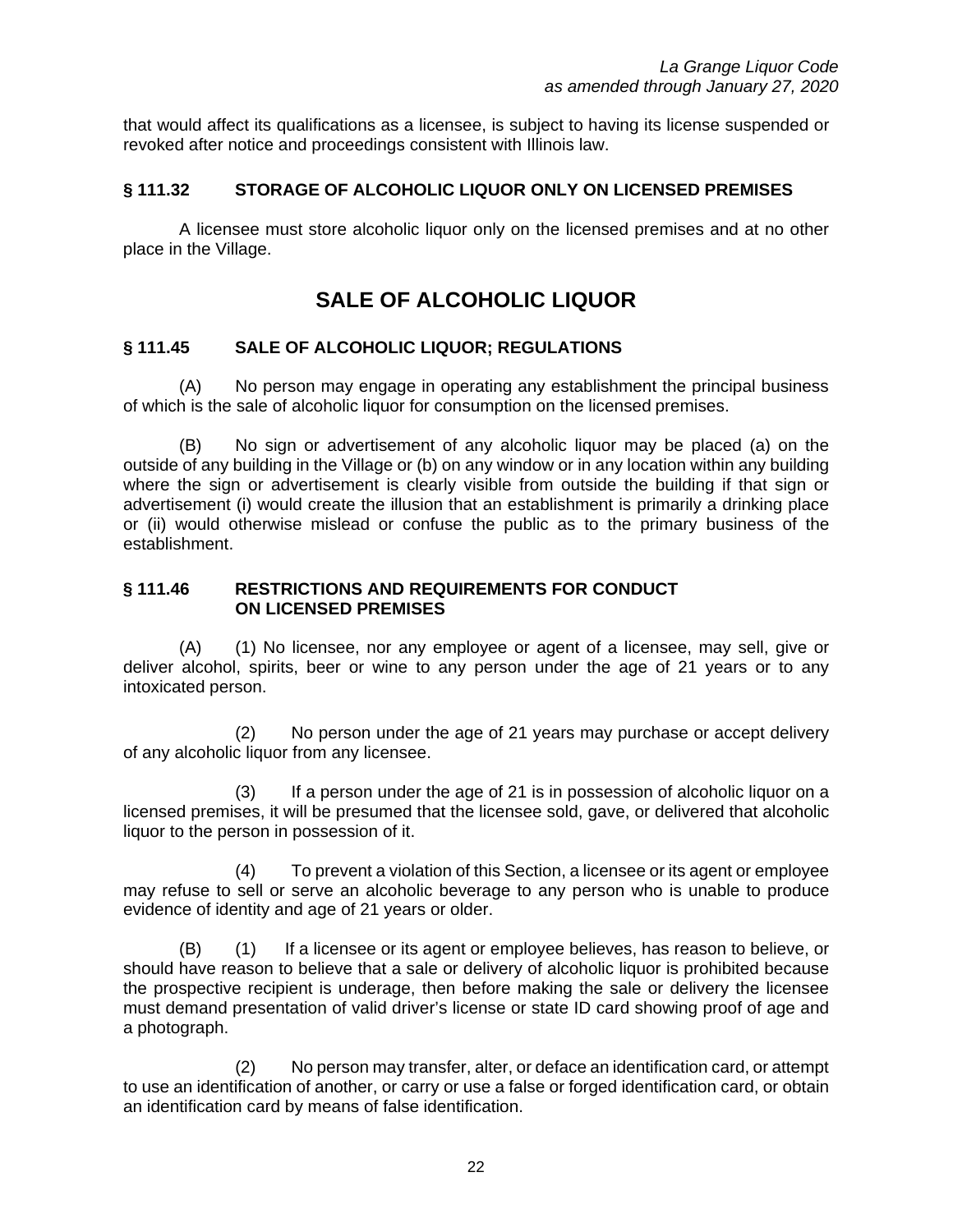that would affect its qualifications as a licensee, is subject to having its license suspended or revoked after notice and proceedings consistent with Illinois law.

### § 111.32 STORAGE OF ALCOHOLIC LIQUOR ONLY ON LICENSED PREMISES

A licensee must store alcoholic liquor only on the licensed premises and at no other place in the Village.

## SALE OF ALCOHOLIC LIQUOR

### § 111.45 SALE OF ALCOHOLIC LIQUOR; REGULATIONS

(A) No person may engage in operating any establishment the principal business of which is the sale of alcoholic liquor for consumption on the licensed premises.

(B) No sign or advertisement of any alcoholic liquor may be placed (a) on the outside of any building in the Village or (b) on any window or in any location within any building where the sign or advertisement is clearly visible from outside the building if that sign or advertisement (i) would create the illusion that an establishment is primarily a drinking place or (ii) would otherwise mislead or confuse the public as to the primary business of the establishment.

### § 111.46 RESTRICTIONS AND REQUIREMENTS FOR CONDUCT ON LICENSED PREMISES

(A) (1) No licensee, nor any employee or agent of a licensee, may sell, give or deliver alcohol, spirits, beer or wine to any person under the age of 21 years or to any intoxicated person.

(2) No person under the age of 21 years may purchase or accept delivery of any alcoholic liquor from any licensee.

(3) If a person under the age of 21 is in possession of alcoholic liquor on a licensed premises, it will be presumed that the licensee sold, gave, or delivered that alcoholic liquor to the person in possession of it.

(4) To prevent a violation of this Section, a licensee or its agent or employee may refuse to sell or serve an alcoholic beverage to any person who is unable to produce evidence of identity and age of 21 years or older.

(B) (1) If a licensee or its agent or employee believes, has reason to believe, or should have reason to believe that a sale or delivery of alcoholic liquor is prohibited because the prospective recipient is underage, then before making the sale or delivery the licensee must demand presentation of valid driver's license or state ID card showing proof of age and a photograph.

(2) No person may transfer, alter, or deface an identification card, or attempt to use an identification of another, or carry or use a false or forged identification card, or obtain an identification card by means of false identification.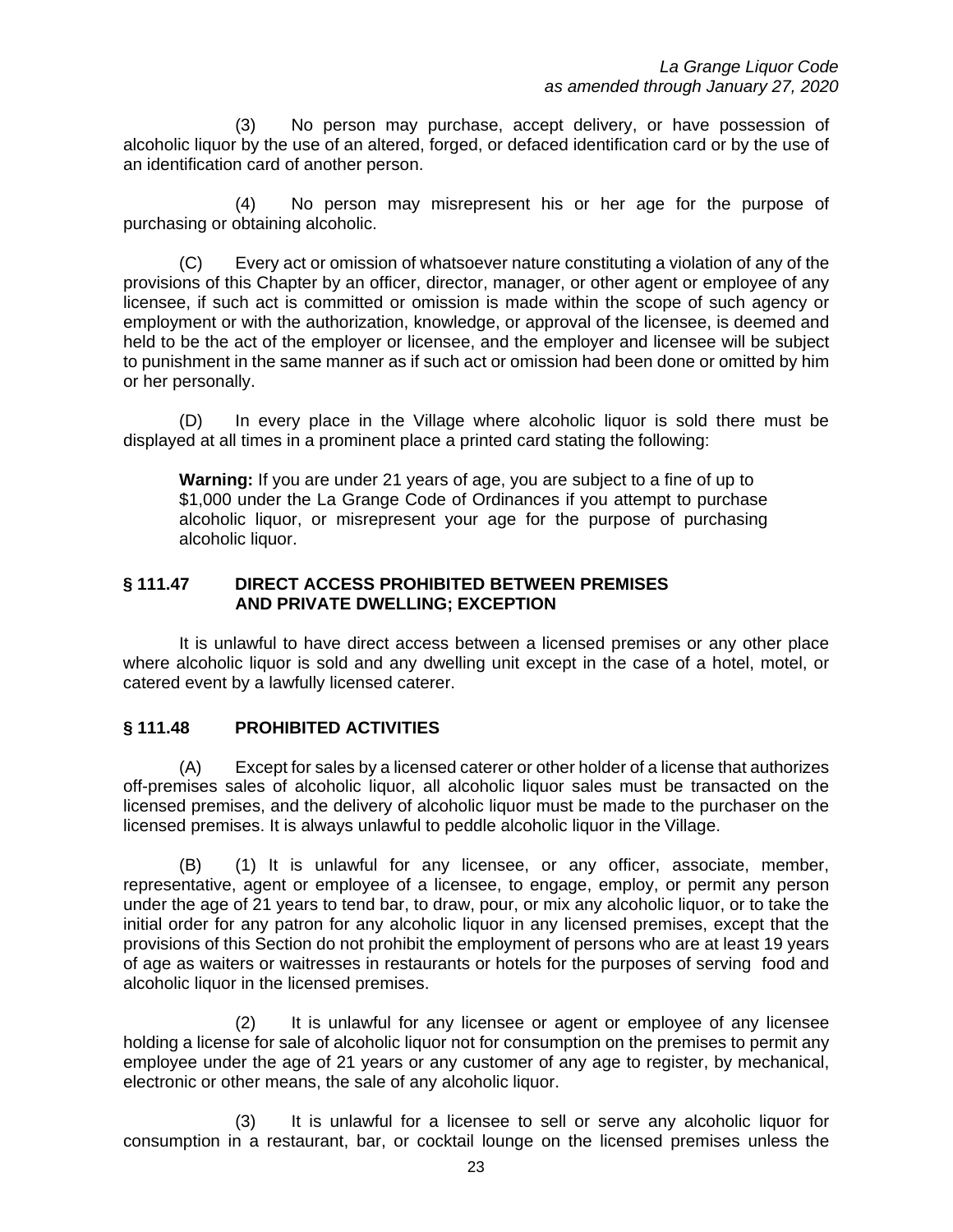(3) No person may purchase, accept delivery, or have possession of alcoholic liquor by the use of an altered, forged, or defaced identification card or by the use of an identification card of another person.

(4) No person may misrepresent his or her age for the purpose of purchasing or obtaining alcoholic.

(C) Every act or omission of whatsoever nature constituting a violation of any of the provisions of this Chapter by an officer, director, manager, or other agent or employee of any licensee, if such act is committed or omission is made within the scope of such agency or employment or with the authorization, knowledge, or approval of the licensee, is deemed and held to be the act of the employer or licensee, and the employer and licensee will be subject to punishment in the same manner as if such act or omission had been done or omitted by him or her personally.

(D) In every place in the Village where alcoholic liquor is sold there must be displayed at all times in a prominent place a printed card stating the following:

> **Warning:** If you are under 21 years of age, you are subject to a fine of up to $1,000 under the La Grange Code of Ordinances if you attempt to purchase alcoholic liquor, or misrepresent your age for the purpose of purchasing alcoholic liquor.

## § 111.47 DIRECT ACCESS PROHIBITED BETWEEN PREMISES AND PRIVATE DWELLING; EXCEPTION

It is unlawful to have direct access between a licensed premises or any other place where alcoholic liquor is sold and any dwelling unit except in the case of a hotel, motel, or catered event by a lawfully licensed caterer.

## § 111.48 PROHIBITED ACTIVITIES

(A) Except for sales by a licensed caterer or other holder of a license that authorizes off-premises sales of alcoholic liquor, all alcoholic liquor sales must be transacted on the licensed premises, and the delivery of alcoholic liquor must be made to the purchaser on the licensed premises. It is always unlawful to peddle alcoholic liquor in the Village.

(B) (1) It is unlawful for any licensee, or any officer, associate, member, representative, agent or employee of a licensee, to engage, employ, or permit any person under the age of 21 years to tend bar, to draw, pour, or mix any alcoholic liquor, or to take the initial order for any patron for any alcoholic liquor in any licensed premises, except that the provisions of this Section do not prohibit the employment of persons who are at least 19 years of age as waiters or waitresses in restaurants or hotels for the purposes of serving food and alcoholic liquor in the licensed premises.

(2) It is unlawful for any licensee or agent or employee of any licensee holding a license for sale of alcoholic liquor not for consumption on the premises to permit any employee under the age of 21 years or any customer of any age to register, by mechanical, electronic or other means, the sale of any alcoholic liquor.

(3) It is unlawful for a licensee to sell or serve any alcoholic liquor for consumption in a restaurant, bar, or cocktail lounge on the licensed premises unless the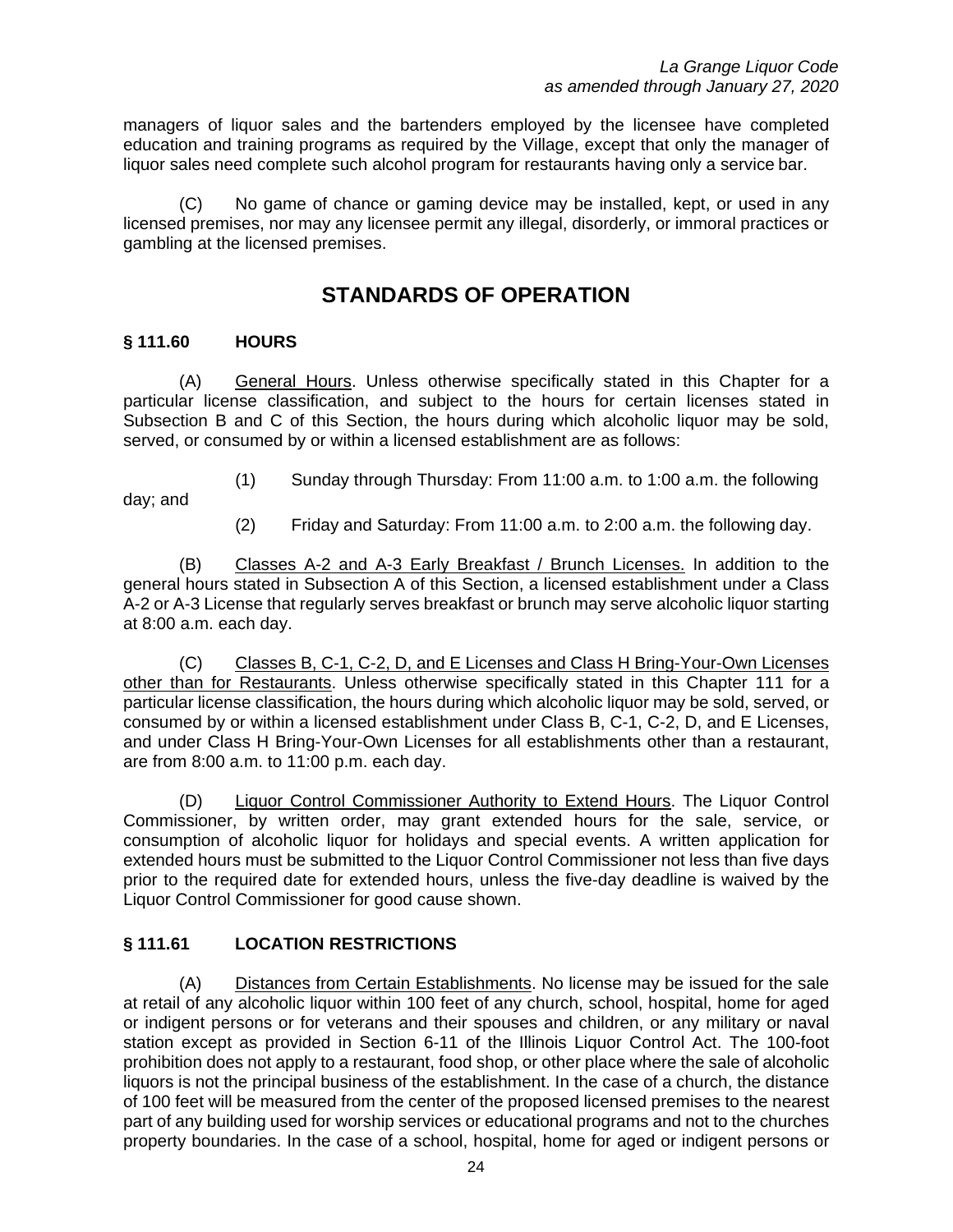managers of liquor sales and the bartenders employed by the licensee have completed education and training programs as required by the Village, except that only the manager of liquor sales need complete such alcohol program for restaurants having only a service bar.

(C) No game of chance or gaming device may be installed, kept, or used in any licensed premises, nor may any licensee permit any illegal, disorderly, or immoral practices or gambling at the licensed premises.

## STANDARDS OF OPERATION

### § 111.60 HOURS

(A) General Hours. Unless otherwise specifically stated in this Chapter for a particular license classification, and subject to the hours for certain licenses stated in Subsection B and C of this Section, the hours during which alcoholic liquor may be sold, served, or consumed by or within a licensed establishment are as follows:

(1) Sunday through Thursday: From 11:00 a.m. to 1:00 a.m. the following day; and

(2) Friday and Saturday: From 11:00 a.m. to 2:00 a.m. the following day.

(B) Classes A-2 and A-3 Early Breakfast / Brunch Licenses. In addition to the general hours stated in Subsection A of this Section, a licensed establishment under a Class A-2 or A-3 License that regularly serves breakfast or brunch may serve alcoholic liquor starting at 8:00 a.m. each day.

(C) Classes B, C-1, C-2, D, and E Licenses and Class H Bring-Your-Own Licenses other than for Restaurants. Unless otherwise specifically stated in this Chapter 111 for a particular license classification, the hours during which alcoholic liquor may be sold, served, or consumed by or within a licensed establishment under Class B, C-1, C-2, D, and E Licenses, and under Class H Bring-Your-Own Licenses for all establishments other than a restaurant, are from 8:00 a.m. to 11:00 p.m. each day.

(D) Liquor Control Commissioner Authority to Extend Hours. The Liquor Control Commissioner, by written order, may grant extended hours for the sale, service, or consumption of alcoholic liquor for holidays and special events. A written application for extended hours must be submitted to the Liquor Control Commissioner not less than five days prior to the required date for extended hours, unless the five-day deadline is waived by the Liquor Control Commissioner for good cause shown.

### § 111.61 LOCATION RESTRICTIONS

(A) Distances from Certain Establishments. No license may be issued for the sale at retail of any alcoholic liquor within 100 feet of any church, school, hospital, home for aged or indigent persons or for veterans and their spouses and children, or any military or naval station except as provided in Section 6-11 of the Illinois Liquor Control Act. The 100-foot prohibition does not apply to a restaurant, food shop, or other place where the sale of alcoholic liquors is not the principal business of the establishment. In the case of a church, the distance of 100 feet will be measured from the center of the proposed licensed premises to the nearest part of any building used for worship services or educational programs and not to the churches property boundaries. In the case of a school, hospital, home for aged or indigent persons or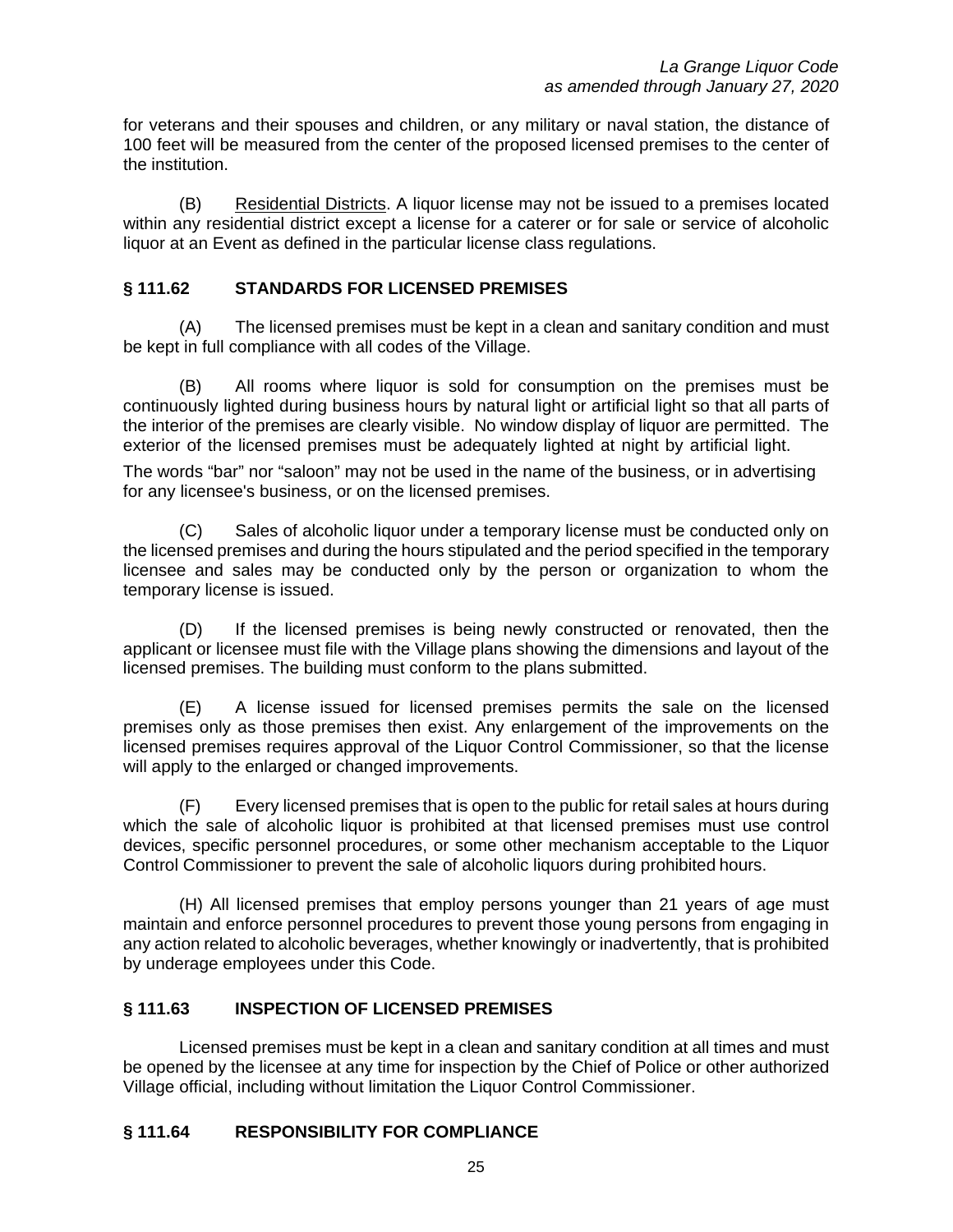for veterans and their spouses and children, or any military or naval station, the distance of 100 feet will be measured from the center of the proposed licensed premises to the center of the institution.

(B) Residential Districts. A liquor license may not be issued to a premises located within any residential district except a license for a caterer or for sale or service of alcoholic liquor at an Event as defined in the particular license class regulations.

### § 111.62 STANDARDS FOR LICENSED PREMISES

(A) The licensed premises must be kept in a clean and sanitary condition and must be kept in full compliance with all codes of the Village.

(B) All rooms where liquor is sold for consumption on the premises must be continuously lighted during business hours by natural light or artificial light so that all parts of the interior of the premises are clearly visible. No window display of liquor are permitted. The exterior of the licensed premises must be adequately lighted at night by artificial light. The words "bar" nor "saloon" may not be used in the name of the business, or in advertising for any licensee's business, or on the licensed premises.

(C) Sales of alcoholic liquor under a temporary license must be conducted only on the licensed premises and during the hours stipulated and the period specified in the temporary licensee and sales may be conducted only by the person or organization to whom the temporary license is issued.

(D) If the licensed premises is being newly constructed or renovated, then the applicant or licensee must file with the Village plans showing the dimensions and layout of the licensed premises. The building must conform to the plans submitted.

(E) A license issued for licensed premises permits the sale on the licensed premises only as those premises then exist. Any enlargement of the improvements on the licensed premises requires approval of the Liquor Control Commissioner, so that the license will apply to the enlarged or changed improvements.

(F) Every licensed premises that is open to the public for retail sales at hours during which the sale of alcoholic liquor is prohibited at that licensed premises must use control devices, specific personnel procedures, or some other mechanism acceptable to the Liquor Control Commissioner to prevent the sale of alcoholic liquors during prohibited hours.

(H) All licensed premises that employ persons younger than 21 years of age must maintain and enforce personnel procedures to prevent those young persons from engaging in any action related to alcoholic beverages, whether knowingly or inadvertently, that is prohibited by underage employees under this Code.

### § 111.63 INSPECTION OF LICENSED PREMISES

Licensed premises must be kept in a clean and sanitary condition at all times and must be opened by the licensee at any time for inspection by the Chief of Police or other authorized Village official, including without limitation the Liquor Control Commissioner.

### § 111.64 RESPONSIBILITY FOR COMPLIANCE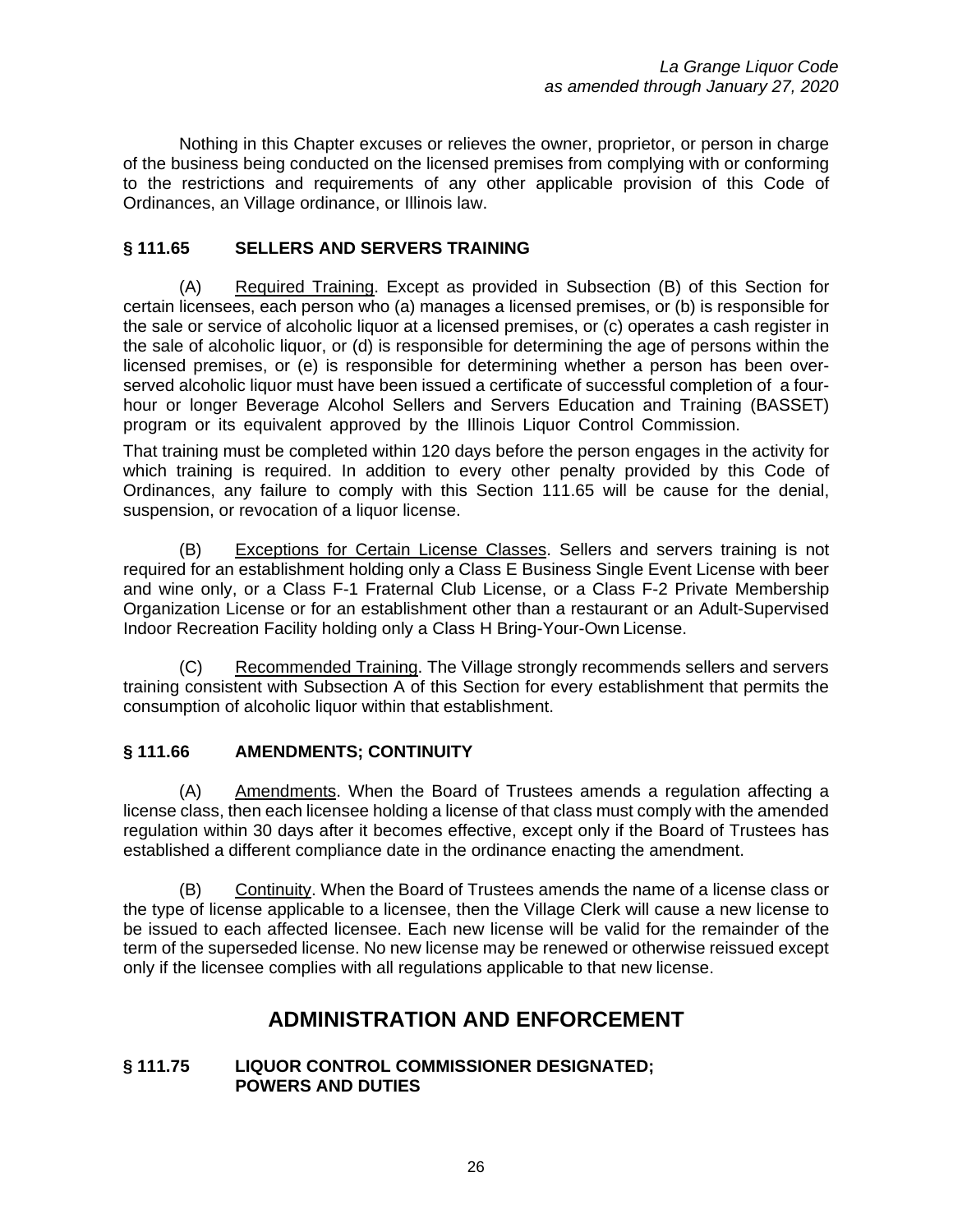Nothing in this Chapter excuses or relieves the owner, proprietor, or person in charge of the business being conducted on the licensed premises from complying with or conforming to the restrictions and requirements of any other applicable provision of this Code of Ordinances, an Village ordinance, or Illinois law.

### § 111.65 SELLERS AND SERVERS TRAINING

(A) Required Training. Except as provided in Subsection (B) of this Section for certain licensees, each person who (a) manages a licensed premises, or (b) is responsible for the sale or service of alcoholic liquor at a licensed premises, or (c) operates a cash register in the sale of alcoholic liquor, or (d) is responsible for determining the age of persons within the licensed premises, or (e) is responsible for determining whether a person has been over-served alcoholic liquor must have been issued a certificate of successful completion of a four-hour or longer Beverage Alcohol Sellers and Servers Education and Training (BASSET) program or its equivalent approved by the Illinois Liquor Control Commission.

That training must be completed within 120 days before the person engages in the activity for which training is required. In addition to every other penalty provided by this Code of Ordinances, any failure to comply with this Section 111.65 will be cause for the denial, suspension, or revocation of a liquor license.

(B) Exceptions for Certain License Classes. Sellers and servers training is not required for an establishment holding only a Class E Business Single Event License with beer and wine only, or a Class F-1 Fraternal Club License, or a Class F-2 Private Membership Organization License or for an establishment other than a restaurant or an Adult-Supervised Indoor Recreation Facility holding only a Class H Bring-Your-Own License.

(C) Recommended Training. The Village strongly recommends sellers and servers training consistent with Subsection A of this Section for every establishment that permits the consumption of alcoholic liquor within that establishment.

### § 111.66 AMENDMENTS; CONTINUITY

(A) Amendments. When the Board of Trustees amends a regulation affecting a license class, then each licensee holding a license of that class must comply with the amended regulation within 30 days after it becomes effective, except only if the Board of Trustees has established a different compliance date in the ordinance enacting the amendment.

(B) Continuity. When the Board of Trustees amends the name of a license class or the type of license applicable to a licensee, then the Village Clerk will cause a new license to be issued to each affected licensee. Each new license will be valid for the remainder of the term of the superseded license. No new license may be renewed or otherwise reissued except only if the licensee complies with all regulations applicable to that new license.

## ADMINISTRATION AND ENFORCEMENT

### § 111.75 LIQUOR CONTROL COMMISSIONER DESIGNATED; POWERS AND DUTIES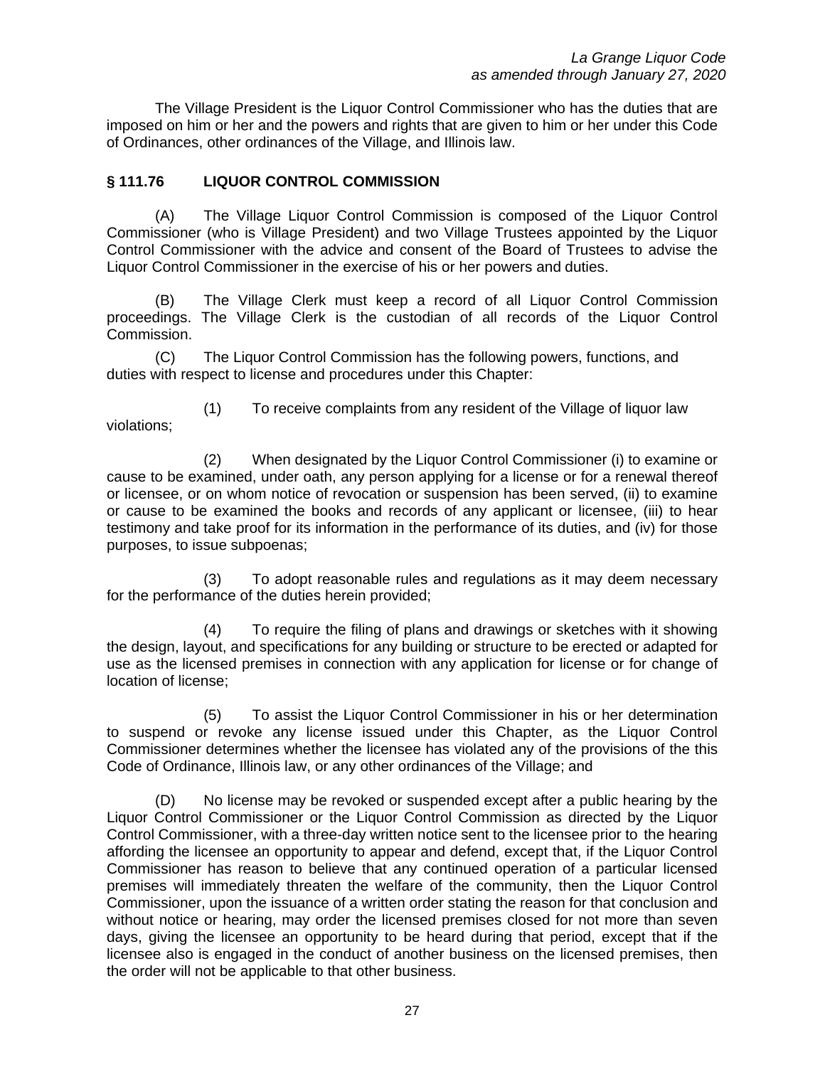The Village President is the Liquor Control Commissioner who has the duties that are imposed on him or her and the powers and rights that are given to him or her under this Code of Ordinances, other ordinances of the Village, and Illinois law.

## § 111.76 LIQUOR CONTROL COMMISSION

(A) The Village Liquor Control Commission is composed of the Liquor Control Commissioner (who is Village President) and two Village Trustees appointed by the Liquor Control Commissioner with the advice and consent of the Board of Trustees to advise the Liquor Control Commissioner in the exercise of his or her powers and duties.

(B) The Village Clerk must keep a record of all Liquor Control Commission proceedings. The Village Clerk is the custodian of all records of the Liquor Control Commission.

(C) The Liquor Control Commission has the following powers, functions, and duties with respect to license and procedures under this Chapter:

(1) To receive complaints from any resident of the Village of liquor law violations;

(2) When designated by the Liquor Control Commissioner (i) to examine or cause to be examined, under oath, any person applying for a license or for a renewal thereof or licensee, or on whom notice of revocation or suspension has been served, (ii) to examine or cause to be examined the books and records of any applicant or licensee, (iii) to hear testimony and take proof for its information in the performance of its duties, and (iv) for those purposes, to issue subpoenas;

(3) To adopt reasonable rules and regulations as it may deem necessary for the performance of the duties herein provided;

(4) To require the filing of plans and drawings or sketches with it showing the design, layout, and specifications for any building or structure to be erected or adapted for use as the licensed premises in connection with any application for license or for change of location of license;

(5) To assist the Liquor Control Commissioner in his or her determination to suspend or revoke any license issued under this Chapter, as the Liquor Control Commissioner determines whether the licensee has violated any of the provisions of the this Code of Ordinance, Illinois law, or any other ordinances of the Village; and

(D) No license may be revoked or suspended except after a public hearing by the Liquor Control Commissioner or the Liquor Control Commission as directed by the Liquor Control Commissioner, with a three-day written notice sent to the licensee prior to the hearing affording the licensee an opportunity to appear and defend, except that, if the Liquor Control Commissioner has reason to believe that any continued operation of a particular licensed premises will immediately threaten the welfare of the community, then the Liquor Control Commissioner, upon the issuance of a written order stating the reason for that conclusion and without notice or hearing, may order the licensed premises closed for not more than seven days, giving the licensee an opportunity to be heard during that period, except that if the licensee also is engaged in the conduct of another business on the licensed premises, then the order will not be applicable to that other business.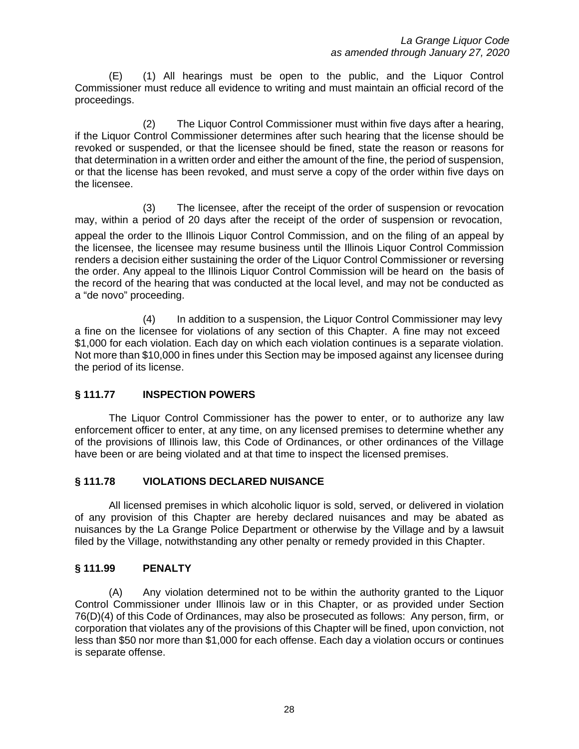(E) (1) All hearings must be open to the public, and the Liquor Control Commissioner must reduce all evidence to writing and must maintain an official record of the proceedings.

(2) The Liquor Control Commissioner must within five days after a hearing, if the Liquor Control Commissioner determines after such hearing that the license should be revoked or suspended, or that the licensee should be fined, state the reason or reasons for that determination in a written order and either the amount of the fine, the period of suspension, or that the license has been revoked, and must serve a copy of the order within five days on the licensee.

(3) The licensee, after the receipt of the order of suspension or revocation may, within a period of 20 days after the receipt of the order of suspension or revocation, appeal the order to the Illinois Liquor Control Commission, and on the filing of an appeal by the licensee, the licensee may resume business until the Illinois Liquor Control Commission renders a decision either sustaining the order of the Liquor Control Commissioner or reversing the order. Any appeal to the Illinois Liquor Control Commission will be heard on the basis of the record of the hearing that was conducted at the local level, and may not be conducted as a "de novo" proceeding.

(4) In addition to a suspension, the Liquor Control Commissioner may levy a fine on the licensee for violations of any section of this Chapter. A fine may not exceed $1,000 for each violation. Each day on which each violation continues is a separate violation. Not more than $10,000 in fines under this Section may be imposed against any licensee during the period of its license.

### § 111.77 INSPECTION POWERS

The Liquor Control Commissioner has the power to enter, or to authorize any law enforcement officer to enter, at any time, on any licensed premises to determine whether any of the provisions of Illinois law, this Code of Ordinances, or other ordinances of the Village have been or are being violated and at that time to inspect the licensed premises.

### § 111.78 VIOLATIONS DECLARED NUISANCE

All licensed premises in which alcoholic liquor is sold, served, or delivered in violation of any provision of this Chapter are hereby declared nuisances and may be abated as nuisances by the La Grange Police Department or otherwise by the Village and by a lawsuit filed by the Village, notwithstanding any other penalty or remedy provided in this Chapter.

### § 111.99 PENALTY

(A) Any violation determined not to be within the authority granted to the Liquor Control Commissioner under Illinois law or in this Chapter, or as provided under Section 76(D)(4) of this Code of Ordinances, may also be prosecuted as follows: Any person, firm, or corporation that violates any of the provisions of this Chapter will be fined, upon conviction, not less than $50 nor more than $1,000 for each offense. Each day a violation occurs or continues is separate offense.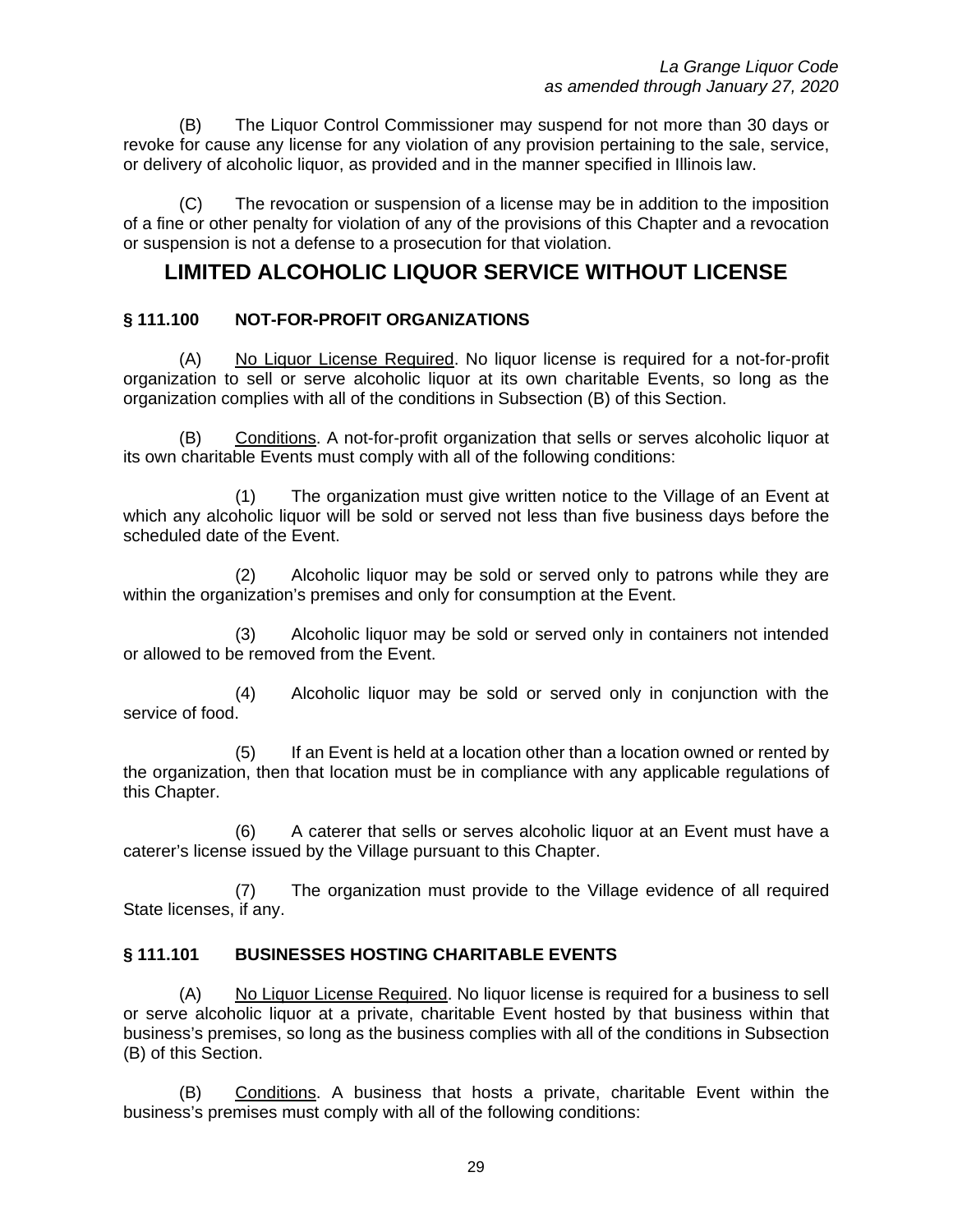(B) The Liquor Control Commissioner may suspend for not more than 30 days or revoke for cause any license for any violation of any provision pertaining to the sale, service, or delivery of alcoholic liquor, as provided and in the manner specified in Illinois law.

(C) The revocation or suspension of a license may be in addition to the imposition of a fine or other penalty for violation of any of the provisions of this Chapter and a revocation or suspension is not a defense to a prosecution for that violation.

# LIMITED ALCOHOLIC LIQUOR SERVICE WITHOUT LICENSE

### § 111.100 NOT-FOR-PROFIT ORGANIZATIONS

(A) No Liquor License Required. No liquor license is required for a not-for-profit organization to sell or serve alcoholic liquor at its own charitable Events, so long as the organization complies with all of the conditions in Subsection (B) of this Section.

(B) Conditions. A not-for-profit organization that sells or serves alcoholic liquor at its own charitable Events must comply with all of the following conditions:

(1) The organization must give written notice to the Village of an Event at which any alcoholic liquor will be sold or served not less than five business days before the scheduled date of the Event.

(2) Alcoholic liquor may be sold or served only to patrons while they are within the organization's premises and only for consumption at the Event.

(3) Alcoholic liquor may be sold or served only in containers not intended or allowed to be removed from the Event.

(4) Alcoholic liquor may be sold or served only in conjunction with the service of food.

(5) If an Event is held at a location other than a location owned or rented by the organization, then that location must be in compliance with any applicable regulations of this Chapter.

(6) A caterer that sells or serves alcoholic liquor at an Event must have a caterer's license issued by the Village pursuant to this Chapter.

(7) The organization must provide to the Village evidence of all required State licenses, if any.

### § 111.101 BUSINESSES HOSTING CHARITABLE EVENTS

(A) No Liquor License Required. No liquor license is required for a business to sell or serve alcoholic liquor at a private, charitable Event hosted by that business within that business's premises, so long as the business complies with all of the conditions in Subsection (B) of this Section.

(B) Conditions. A business that hosts a private, charitable Event within the business's premises must comply with all of the following conditions: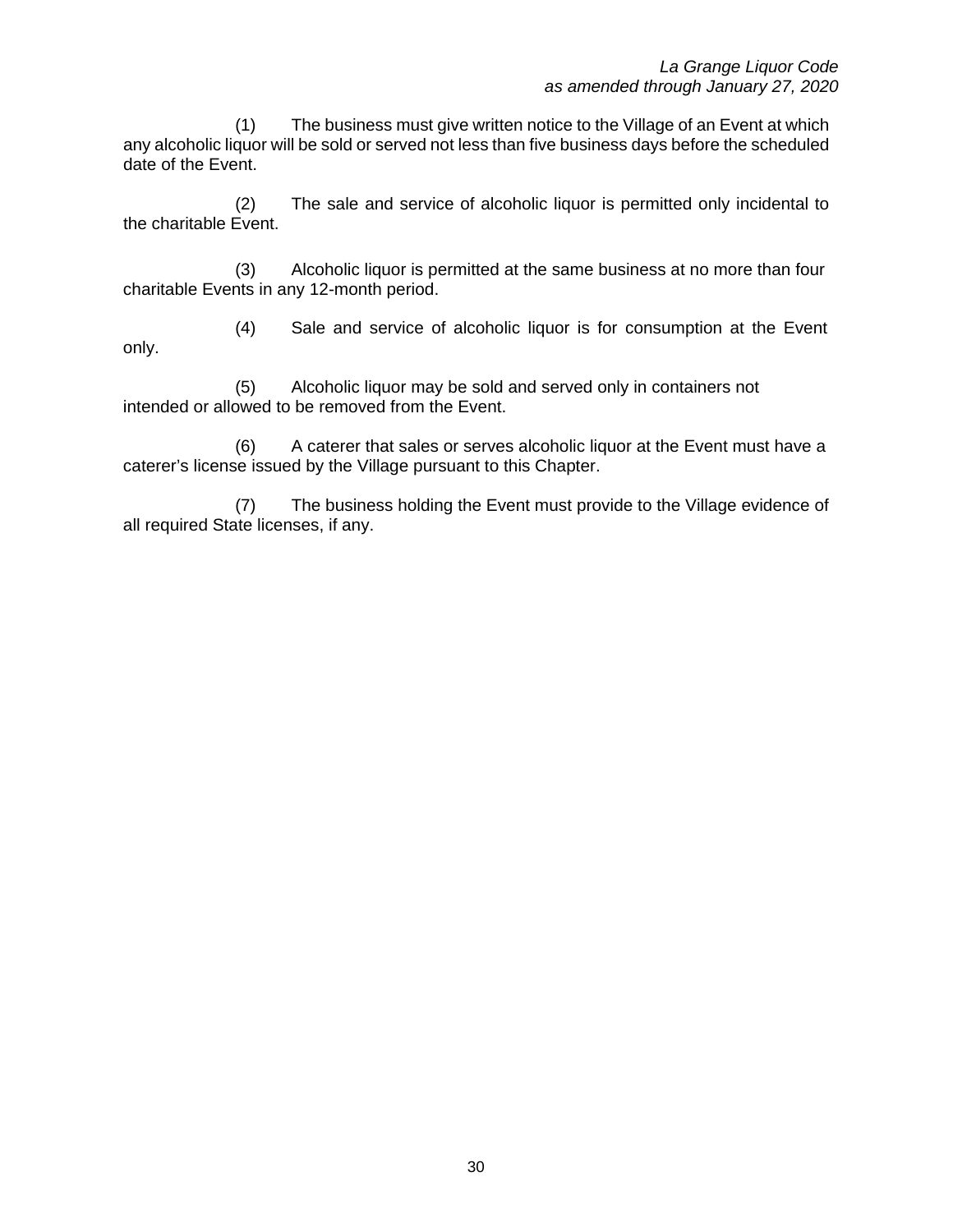(1) The business must give written notice to the Village of an Event at which any alcoholic liquor will be sold or served not less than five business days before the scheduled date of the Event.

(2) The sale and service of alcoholic liquor is permitted only incidental to the charitable Event.

(3) Alcoholic liquor is permitted at the same business at no more than four charitable Events in any 12-month period.

(4) Sale and service of alcoholic liquor is for consumption at the Event only.

(5) Alcoholic liquor may be sold and served only in containers not intended or allowed to be removed from the Event.

(6) A caterer that sales or serves alcoholic liquor at the Event must have a caterer's license issued by the Village pursuant to this Chapter.

(7) The business holding the Event must provide to the Village evidence of all required State licenses, if any.